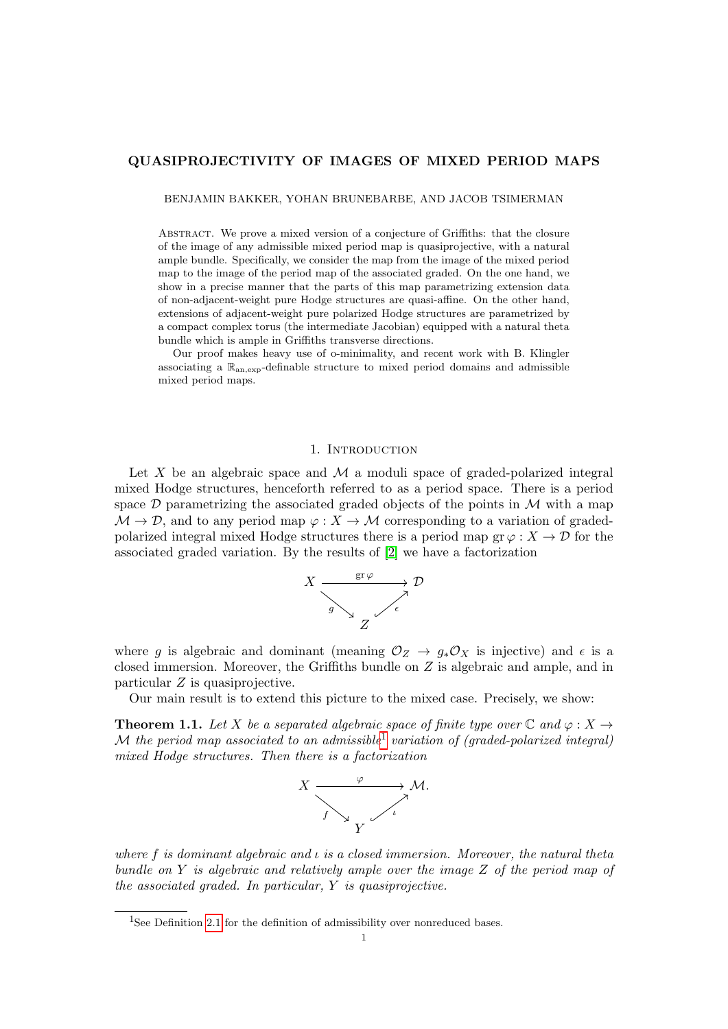# QUASIPROJECTIVITY OF IMAGES OF MIXED PERIOD MAPS

BENJAMIN BAKKER, YOHAN BRUNEBARBE, AND JACOB TSIMERMAN

Abstract. We prove a mixed version of a conjecture of Griffiths: that the closure of the image of any admissible mixed period map is quasiprojective, with a natural ample bundle. Specifically, we consider the map from the image of the mixed period map to the image of the period map of the associated graded. On the one hand, we show in a precise manner that the parts of this map parametrizing extension data of non-adjacent-weight pure Hodge structures are quasi-affine. On the other hand, extensions of adjacent-weight pure polarized Hodge structures are parametrized by a compact complex torus (the intermediate Jacobian) equipped with a natural theta bundle which is ample in Griffiths transverse directions.

Our proof makes heavy use of o-minimality, and recent work with B. Klingler associating a $\mathbb{R}_{\mathrm{an,exp}}$-definable structure to mixed period domains and admissible mixed period maps.

## 1. Introduction

Let $X$ be an algebraic space and $\mathcal{M}$ a moduli space of graded-polarized integral mixed Hodge structures, henceforth referred to as a period space. There is a period space $\mathcal{D}$ parametrizing the associated graded objects of the points in $\mathcal{M}$ with a map $\mathcal{M} \to \mathcal{D}$, and to any period map $\varphi : X \to \mathcal{M}$ corresponding to a variation of graded-polarized integral mixed Hodge structures there is a period map $\mathrm{gr}\,\varphi : X \to \mathcal{D}$ for the associated graded variation. By the results of [2] we have a factorization

$$\begin{array}{ccc} X & \xrightarrow{\mathrm{gr}\,\varphi} & \mathcal{D} \\ & {\scriptstyle g}\searrow \quad \nearrow{\scriptstyle \epsilon} & \\ & Z & \end{array}$$

where $g$ is algebraic and dominant (meaning $\mathcal{O}_Z \to g_*\mathcal{O}_X$ is injective) and $\epsilon$ is a closed immersion. Moreover, the Griffiths bundle on $Z$ is algebraic and ample, and in particular $Z$ is quasiprojective.

Our main result is to extend this picture to the mixed case. Precisely, we show:

**Theorem 1.1.** *Let $X$ be a separated algebraic space of finite type over $\mathbb{C}$ and $\varphi : X \to \mathcal{M}$ the period map associated to an admissible[1] variation of (graded-polarized integral) mixed Hodge structures. Then there is a factorization*

$$\begin{array}{ccc} X & \xrightarrow{\varphi} & \mathcal{M}. \\ & {\scriptstyle f}\searrow \quad \nearrow{\scriptstyle \iota} & \\ & Y & \end{array}$$

*where $f$ is dominant algebraic and $\iota$ is a closed immersion. Moreover, the natural theta bundle on $Y$ is algebraic and relatively ample over the image $Z$ of the period map of the associated graded. In particular, $Y$ is quasiprojective.*

[1] See Definition 2.1 for the definition of admissibility over nonreduced bases.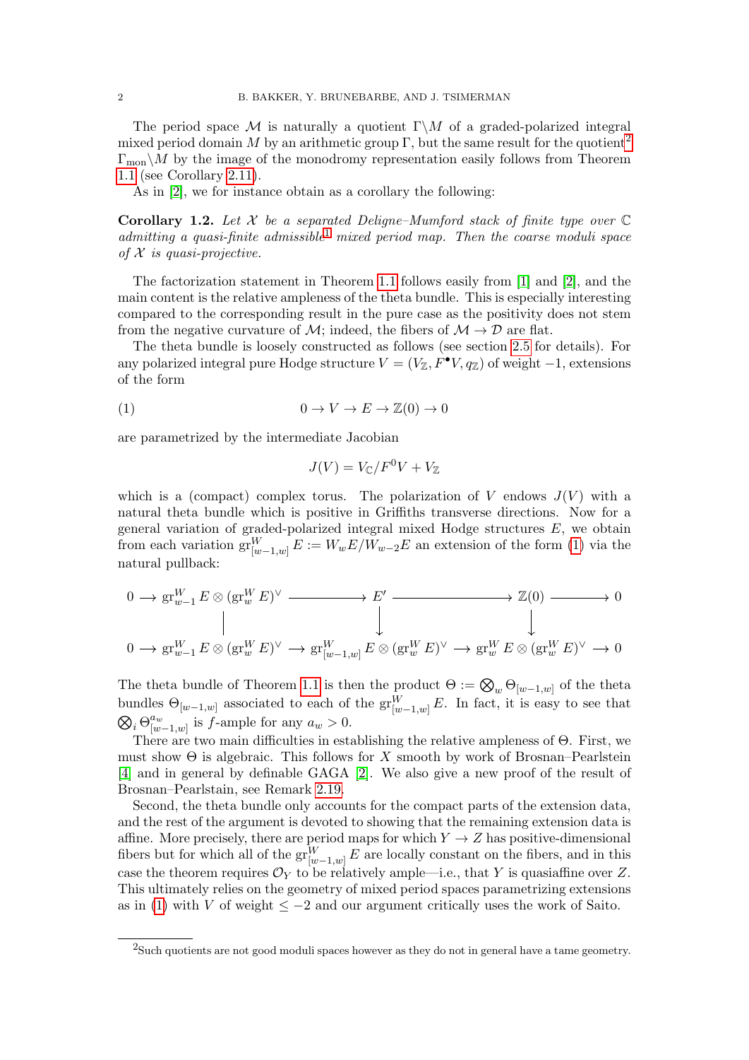The period space $\mathcal{M}$ is naturally a quotient $\Gamma\backslash M$ of a graded-polarized integral mixed period domain $M$ by an arithmetic group $\Gamma$, but the same result for the quotient[2] $\Gamma_{\text{mon}}\backslash M$ by the image of the monodromy representation easily follows from Theorem 1.1 (see Corollary 2.11).

As in [2], we for instance obtain as a corollary the following:

**Corollary 1.2.** *Let $\mathcal{X}$ be a separated Deligne–Mumford stack of finite type over $\mathbb{C}$ admitting a quasi-finite admissible[1] mixed period map. Then the coarse moduli space of $\mathcal{X}$ is quasi-projective.*

The factorization statement in Theorem 1.1 follows easily from [1] and [2], and the main content is the relative ampleness of the theta bundle. This is especially interesting compared to the corresponding result in the pure case as the positivity does not stem from the negative curvature of $\mathcal{M}$; indeed, the fibers of $\mathcal{M} \to \mathcal{D}$ are flat.

The theta bundle is loosely constructed as follows (see section 2.5 for details). For any polarized integral pure Hodge structure $V = (V_\mathbb{Z}, F^\bullet V, q_\mathbb{Z})$ of weight $-1$, extensions of the form

$$0 \to V \to E \to \mathbb{Z}(0) \to 0 \tag{1}$$

are parametrized by the intermediate Jacobian

$$J(V) = V_\mathbb{C}/F^0V + V_\mathbb{Z}$$

which is a (compact) complex torus. The polarization of $V$ endows $J(V)$ with a natural theta bundle which is positive in Griffiths transverse directions. Now for a general variation of graded-polarized integral mixed Hodge structures $E$, we obtain from each variation $\operatorname{gr}^W_{[w-1,w]} E := W_wE/W_{w-2}E$ an extension of the form (1) via the natural pullback:

$$\begin{array}{ccccccccc}
0 \longrightarrow & \operatorname{gr}^W_{w-1} E \otimes (\operatorname{gr}^W_w E)^\vee & \longrightarrow & E' & \longrightarrow & \mathbb{Z}(0) & \longrightarrow 0 \\
& \Big| & & \Big\downarrow & & \Big\downarrow & \\
0 \longrightarrow & \operatorname{gr}^W_{w-1} E \otimes (\operatorname{gr}^W_w E)^\vee & \longrightarrow & \operatorname{gr}^W_{[w-1,w]} E \otimes (\operatorname{gr}^W_w E)^\vee & \longrightarrow & \operatorname{gr}^W_w E \otimes (\operatorname{gr}^W_w E)^\vee & \longrightarrow 0
\end{array}$$

The theta bundle of Theorem 1.1 is then the product $\Theta := \bigotimes_w \Theta_{[w-1,w]}$ of the theta bundles $\Theta_{[w-1,w]}$ associated to each of the $\operatorname{gr}^W_{[w-1,w]} E$. In fact, it is easy to see that $\bigotimes_i \Theta^{a_w}_{[w-1,w]}$ is $f$-ample for any $a_w > 0$.

There are two main difficulties in establishing the relative ampleness of $\Theta$. First, we must show $\Theta$ is algebraic. This follows for $X$ smooth by work of Brosnan–Pearlstein [4] and in general by definable GAGA [2]. We also give a new proof of the result of Brosnan–Pearlstain, see Remark 2.19.

Second, the theta bundle only accounts for the compact parts of the extension data, and the rest of the argument is devoted to showing that the remaining extension data is affine. More precisely, there are period maps for which $Y \to Z$ has positive-dimensional fibers but for which all of the $\operatorname{gr}^W_{[w-1,w]} E$ are locally constant on the fibers, and in this case the theorem requires $\mathcal{O}_Y$ to be relatively ample—i.e., that $Y$ is quasiaffine over $Z$. This ultimately relies on the geometry of mixed period spaces parametrizing extensions as in (1) with $V$ of weight $\leq -2$ and our argument critically uses the work of Saito.

[2]Such quotients are not good moduli spaces however as they do not in general have a tame geometry.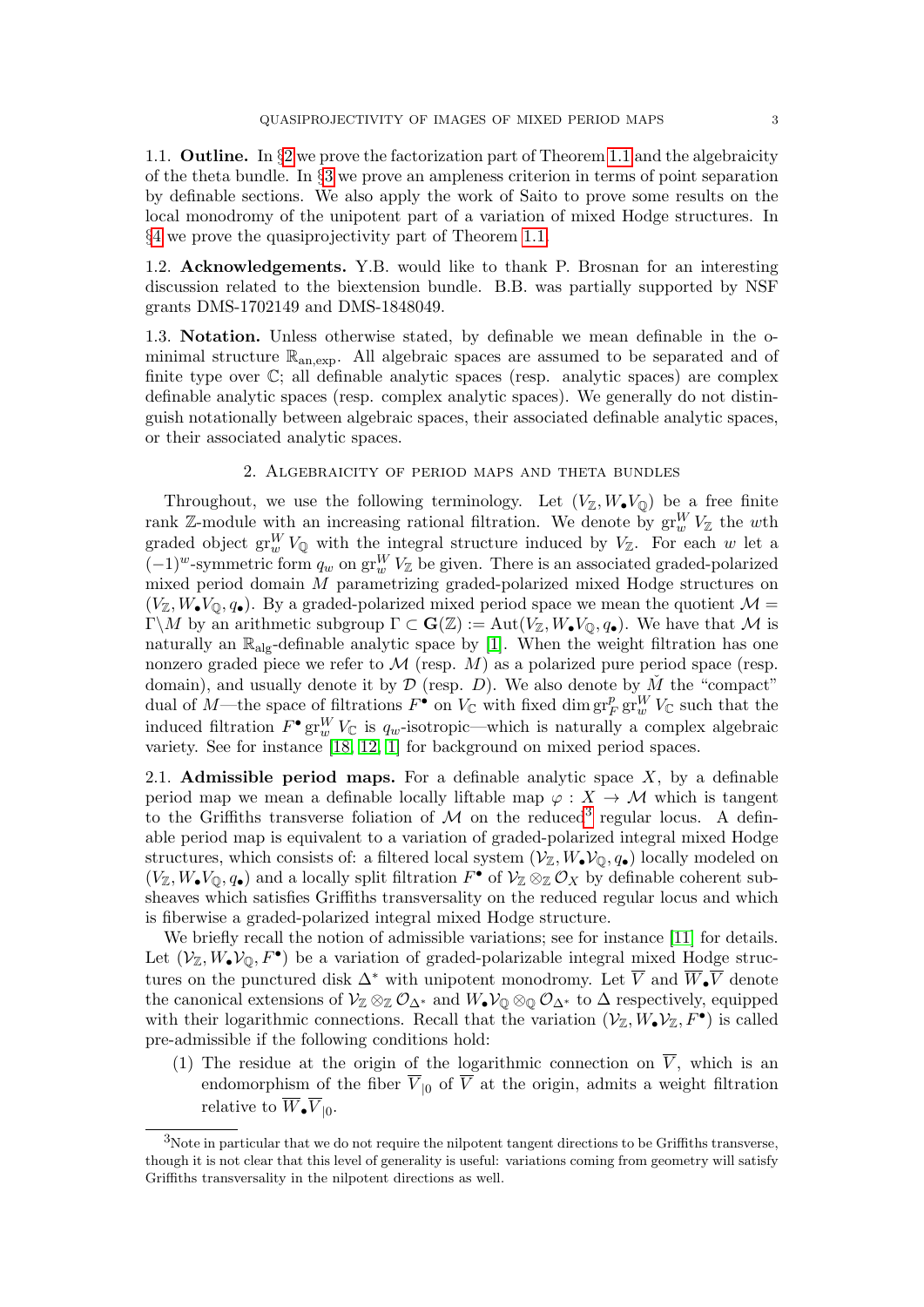1.1. **Outline.** In §2 we prove the factorization part of Theorem 1.1 and the algebraicity of the theta bundle. In §3 we prove an ampleness criterion in terms of point separation by definable sections. We also apply the work of Saito to prove some results on the local monodromy of the unipotent part of a variation of mixed Hodge structures. In §4 we prove the quasiprojectivity part of Theorem 1.1.

1.2. **Acknowledgements.** Y.B. would like to thank P. Brosnan for an interesting discussion related to the biextension bundle. B.B. was partially supported by NSF grants DMS-1702149 and DMS-1848049.

1.3. **Notation.** Unless otherwise stated, by definable we mean definable in the o-minimal structure $\mathbb{R}_{\mathrm{an,exp}}$. All algebraic spaces are assumed to be separated and of finite type over $\mathbb{C}$; all definable analytic spaces (resp. analytic spaces) are complex definable analytic spaces (resp. complex analytic spaces). We generally do not distinguish notationally between algebraic spaces, their associated definable analytic spaces, or their associated analytic spaces.

## 2. Algebraicity of period maps and theta bundles

Throughout, we use the following terminology. Let $(V_{\mathbb{Z}}, W_\bullet V_{\mathbb{Q}})$ be a free finite rank $\mathbb{Z}$-module with an increasing rational filtration. We denote by $\mathrm{gr}^W_w V_{\mathbb{Z}}$ the $w$th graded object $\mathrm{gr}^W_w V_{\mathbb{Q}}$ with the integral structure induced by $V_{\mathbb{Z}}$. For each $w$ let a $(-1)^w$-symmetric form $q_w$ on $\mathrm{gr}^W_w V_{\mathbb{Z}}$ be given. There is an associated graded-polarized mixed period domain $M$ parametrizing graded-polarized mixed Hodge structures on $(V_{\mathbb{Z}}, W_\bullet V_{\mathbb{Q}}, q_\bullet)$. By a graded-polarized mixed period space we mean the quotient $\mathcal{M} = \Gamma\backslash M$ by an arithmetic subgroup $\Gamma \subset \mathbf{G}(\mathbb{Z}) := \mathrm{Aut}(V_{\mathbb{Z}}, W_\bullet V_{\mathbb{Q}}, q_\bullet)$. We have that $\mathcal{M}$ is naturally an $\mathbb{R}_{\mathrm{alg}}$-definable analytic space by [1]. When the weight filtration has one nonzero graded piece we refer to $\mathcal{M}$ (resp. $M$) as a polarized pure period space (resp. domain), and usually denote it by $\mathcal{D}$ (resp. $D$). We also denote by $\check{M}$ the "compact" dual of $M$—the space of filtrations $F^\bullet$ on $V_{\mathbb{C}}$ with fixed $\dim \mathrm{gr}^p_F \mathrm{gr}^W_w V_{\mathbb{C}}$ such that the induced filtration $F^\bullet \mathrm{gr}^W_w V_{\mathbb{C}}$ is $q_w$-isotropic—which is naturally a complex algebraic variety. See for instance [18, 12, 1] for background on mixed period spaces.

2.1. **Admissible period maps.** For a definable analytic space $X$, by a definable period map we mean a definable locally liftable map $\varphi : X \to \mathcal{M}$ which is tangent to the Griffiths transverse foliation of $\mathcal{M}$ on the reduced[3] regular locus. A definable period map is equivalent to a variation of graded-polarized integral mixed Hodge structures, which consists of: a filtered local system $(\mathcal{V}_{\mathbb{Z}}, W_\bullet \mathcal{V}_{\mathbb{Q}}, q_\bullet)$ locally modeled on $(V_{\mathbb{Z}}, W_\bullet V_{\mathbb{Q}}, q_\bullet)$ and a locally split filtration $F^\bullet$ of $\mathcal{V}_{\mathbb{Z}} \otimes_{\mathbb{Z}} \mathcal{O}_X$ by definable coherent subsheaves which satisfies Griffiths transversality on the reduced regular locus and which is fiberwise a graded-polarized integral mixed Hodge structure.

We briefly recall the notion of admissible variations; see for instance [11] for details. Let $(\mathcal{V}_{\mathbb{Z}}, W_\bullet \mathcal{V}_{\mathbb{Q}}, F^\bullet)$ be a variation of graded-polarizable integral mixed Hodge structures on the punctured disk $\Delta^*$ with unipotent monodromy. Let $\overline{V}$ and $\overline{W}_\bullet \overline{V}$ denote the canonical extensions of $\mathcal{V}_{\mathbb{Z}} \otimes_{\mathbb{Z}} \mathcal{O}_{\Delta^*}$ and $W_\bullet \mathcal{V}_{\mathbb{Q}} \otimes_{\mathbb{Q}} \mathcal{O}_{\Delta^*}$ to $\Delta$ respectively, equipped with their logarithmic connections. Recall that the variation $(\mathcal{V}_{\mathbb{Z}}, W_\bullet \mathcal{V}_{\mathbb{Z}}, F^\bullet)$ is called pre-admissible if the following conditions hold:

(1) The residue at the origin of the logarithmic connection on $\overline{V}$, which is an endomorphism of the fiber $\overline{V}_{|0}$ of $\overline{V}$ at the origin, admits a weight filtration relative to $\overline{W}_\bullet \overline{V}_{|0}$.

[3] Note in particular that we do not require the nilpotent tangent directions to be Griffiths transverse, though it is not clear that this level of generality is useful: variations coming from geometry will satisfy Griffiths transversality in the nilpotent directions as well.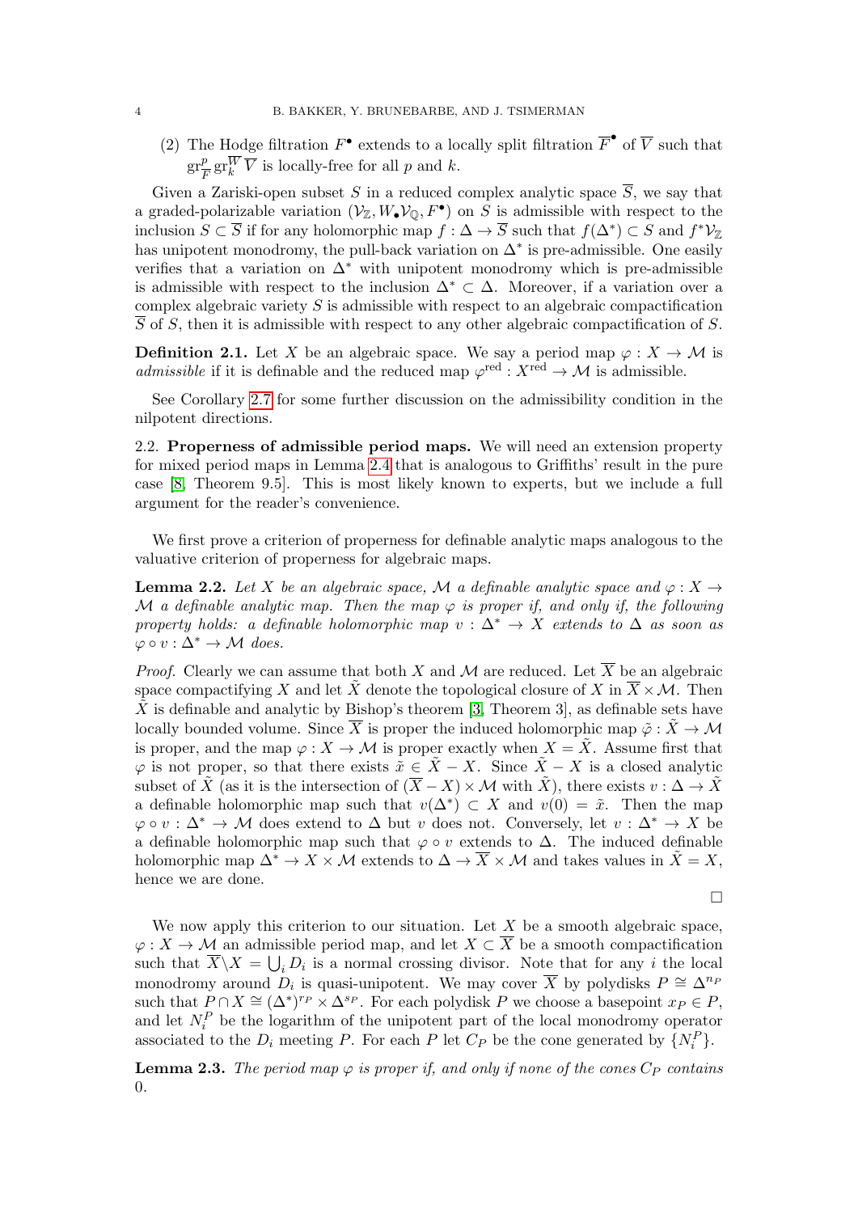(2) The Hodge filtration $F^\bullet$ extends to a locally split filtration $\overline{F}^\bullet$ of $\overline{V}$ such that $\mathrm{gr}^p_{\overline{F}} \mathrm{gr}^{\overline{W}}_k \overline{V}$ is locally-free for all $p$ and $k$.

Given a Zariski-open subset $S$ in a reduced complex analytic space $\overline{S}$, we say that a graded-polarizable variation $(\mathcal{V}_\mathbb{Z}, W_\bullet \mathcal{V}_\mathbb{Q}, F^\bullet)$ on $S$ is admissible with respect to the inclusion $S \subset \overline{S}$ if for any holomorphic map $f : \Delta \to \overline{S}$ such that $f(\Delta^*) \subset S$ and $f^* \mathcal{V}_\mathbb{Z}$ has unipotent monodromy, the pull-back variation on $\Delta^*$ is pre-admissible. One easily verifies that a variation on $\Delta^*$ with unipotent monodromy which is pre-admissible is admissible with respect to the inclusion $\Delta^* \subset \Delta$. Moreover, if a variation over a complex algebraic variety $S$ is admissible with respect to an algebraic compactification $\overline{S}$ of $S$, then it is admissible with respect to any other algebraic compactification of $S$.

**Definition 2.1.** Let $X$ be an algebraic space. We say a period map $\varphi : X \to \mathcal{M}$ is *admissible* if it is definable and the reduced map $\varphi^{\mathrm{red}} : X^{\mathrm{red}} \to \mathcal{M}$ is admissible.

See Corollary 2.7 for some further discussion on the admissibility condition in the nilpotent directions.

2.2. **Properness of admissible period maps.** We will need an extension property for mixed period maps in Lemma 2.4 that is analogous to Griffiths' result in the pure case [8, Theorem 9.5]. This is most likely known to experts, but we include a full argument for the reader's convenience.

We first prove a criterion of properness for definable analytic maps analogous to the valuative criterion of properness for algebraic maps.

**Lemma 2.2.** *Let $X$ be an algebraic space, $\mathcal{M}$ a definable analytic space and $\varphi : X \to \mathcal{M}$ a definable analytic map. Then the map $\varphi$ is proper if, and only if, the following property holds: a definable holomorphic map $v : \Delta^* \to X$ extends to $\Delta$ as soon as $\varphi \circ v : \Delta^* \to \mathcal{M}$ does.*

*Proof.* Clearly we can assume that both $X$ and $\mathcal{M}$ are reduced. Let $\overline{X}$ be an algebraic space compactifying $X$ and let $\tilde{X}$ denote the topological closure of $X$ in $\overline{X} \times \mathcal{M}$. Then $\tilde{X}$ is definable and analytic by Bishop's theorem [3, Theorem 3], as definable sets have locally bounded volume. Since $\overline{X}$ is proper the induced holomorphic map $\tilde{\varphi} : \tilde{X} \to \mathcal{M}$ is proper, and the map $\varphi : X \to \mathcal{M}$ is proper exactly when $X = \tilde{X}$. Assume first that $\varphi$ is not proper, so that there exists $\tilde{x} \in \tilde{X} - X$. Since $\tilde{X} - X$ is a closed analytic subset of $\tilde{X}$ (as it is the intersection of $(\overline{X} - X) \times \mathcal{M}$ with $\tilde{X}$), there exists $v : \Delta \to \tilde{X}$ a definable holomorphic map such that $v(\Delta^*) \subset X$ and $v(0) = \tilde{x}$. Then the map $\varphi \circ v : \Delta^* \to \mathcal{M}$ does extend to $\Delta$ but $v$ does not. Conversely, let $v : \Delta^* \to X$ be a definable holomorphic map such that $\varphi \circ v$ extends to $\Delta$. The induced definable holomorphic map $\Delta^* \to X \times \mathcal{M}$ extends to $\Delta \to \overline{X} \times \mathcal{M}$ and takes values in $\tilde{X} = X$, hence we are done.

∎

We now apply this criterion to our situation. Let $X$ be a smooth algebraic space, $\varphi : X \to \mathcal{M}$ an admissible period map, and let $X \subset \overline{X}$ be a smooth compactification such that $\overline{X} \backslash X = \bigcup_i D_i$ is a normal crossing divisor. Note that for any $i$ the local monodromy around $D_i$ is quasi-unipotent. We may cover $\overline{X}$ by polydisks $P \cong \Delta^{n_P}$ such that $P \cap X \cong (\Delta^*)^{r_P} \times \Delta^{s_P}$. For each polydisk $P$ we choose a basepoint $x_P \in P$, and let $N_i^P$ be the logarithm of the unipotent part of the local monodromy operator associated to the $D_i$ meeting $P$. For each $P$ let $C_P$ be the cone generated by $\{N_i^P\}$.

**Lemma 2.3.** *The period map $\varphi$ is proper if, and only if none of the cones $C_P$ contains 0.*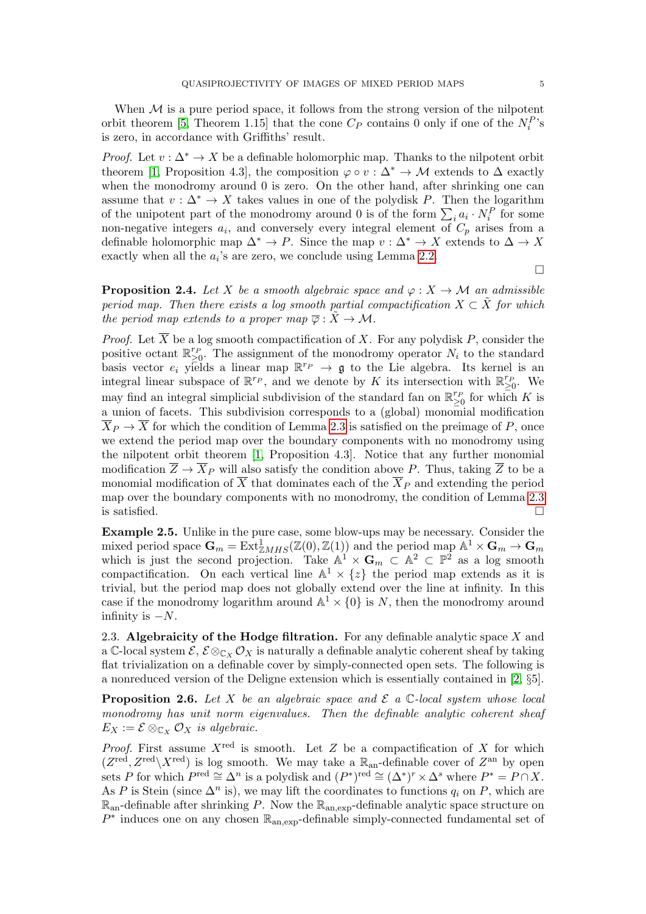When $\mathcal{M}$ is a pure period space, it follows from the strong version of the nilpotent orbit theorem [5, Theorem 1.15] that the cone $C_P$ contains 0 only if one of the $N_i^P$'s is zero, in accordance with Griffiths' result.

*Proof.* Let $v : \Delta^* \to X$ be a definable holomorphic map. Thanks to the nilpotent orbit theorem [1, Proposition 4.3], the composition $\varphi \circ v : \Delta^* \to \mathcal{M}$ extends to $\Delta$ exactly when the monodromy around 0 is zero. On the other hand, after shrinking one can assume that $v : \Delta^* \to X$ takes values in one of the polydisk $P$. Then the logarithm of the unipotent part of the monodromy around 0 is of the form $\sum_i a_i \cdot N_i^P$ for some non-negative integers $a_i$, and conversely every integral element of $C_p$ arises from a definable holomorphic map $\Delta^* \to P$. Since the map $v : \Delta^* \to X$ extends to $\Delta \to X$ exactly when all the $a_i$'s are zero, we conclude using Lemma 2.2. $\square$

**Proposition 2.4.** *Let $X$ be a smooth algebraic space and $\varphi : X \to \mathcal{M}$ an admissible period map. Then there exists a log smooth partial compactification $X \subset \tilde{X}$ for which the period map extends to a proper map $\overline{\varphi} : \tilde{X} \to \mathcal{M}$.*

*Proof.* Let $\overline{X}$ be a log smooth compactification of $X$. For any polydisk $P$, consider the positive octant $\mathbb{R}^{r_P}_{\geq 0}$. The assignment of the monodromy operator $N_i$ to the standard basis vector $e_i$ yields a linear map $\mathbb{R}^{r_P} \to \mathfrak{g}$ to the Lie algebra. Its kernel is an integral linear subspace of $\mathbb{R}^{r_P}$, and we denote by $K$ its intersection with $\mathbb{R}^{r_P}_{\geq 0}$. We may find an integral simplicial subdivision of the standard fan on $\mathbb{R}^{r_P}_{\geq 0}$ for which $K$ is a union of facets. This subdivision corresponds to a (global) monomial modification $\overline{X}_P \to \overline{X}$ for which the condition of Lemma 2.3 is satisfied on the preimage of $P$, once we extend the period map over the boundary components with no monodromy using the nilpotent orbit theorem [1, Proposition 4.3]. Notice that any further monomial modification $\overline{Z} \to \overline{X}_P$ will also satisfy the condition above $P$. Thus, taking $\overline{Z}$ to be a monomial modification of $\overline{X}$ that dominates each of the $\overline{X}_P$ and extending the period map over the boundary components with no monodromy, the condition of Lemma 2.3 is satisfied. $\square$

**Example 2.5.** Unlike in the pure case, some blow-ups may be necessary. Consider the mixed period space $\mathbf{G}_m = \mathrm{Ext}^1_{\mathbb{Z}MHS}(\mathbb{Z}(0), \mathbb{Z}(1))$ and the period map $\mathbb{A}^1 \times \mathbf{G}_m \to \mathbf{G}_m$ which is just the second projection. Take $\mathbb{A}^1 \times \mathbf{G}_m \subset \mathbb{A}^2 \subset \mathbb{P}^2$ as a log smooth compactification. On each vertical line $\mathbb{A}^1 \times \{z\}$ the period map extends as it is trivial, but the period map does not globally extend over the line at infinity. In this case if the monodromy logarithm around $\mathbb{A}^1 \times \{0\}$ is $N$, then the monodromy around infinity is $-N$.

## 2.3. Algebraicity of the Hodge filtration.

For any definable analytic space $X$ and a $\mathbb{C}$-local system $\mathcal{E}$, $\mathcal{E} \otimes_{\mathbb{C}_X} \mathcal{O}_X$ is naturally a definable analytic coherent sheaf by taking flat trivialization on a definable cover by simply-connected open sets. The following is a nonreduced version of the Deligne extension which is essentially contained in [2, §5].

**Proposition 2.6.** *Let $X$ be an algebraic space and $\mathcal{E}$ a $\mathbb{C}$-local system whose local monodromy has unit norm eigenvalues. Then the definable analytic coherent sheaf $E_X := \mathcal{E} \otimes_{\mathbb{C}_X} \mathcal{O}_X$ is algebraic.*

*Proof.* First assume $X^{\mathrm{red}}$ is smooth. Let $Z$ be a compactification of $X$ for which $(Z^{\mathrm{red}}, Z^{\mathrm{red}} \backslash X^{\mathrm{red}})$ is log smooth. We may take a $\mathbb{R}_{\mathrm{an}}$-definable cover of $Z^{\mathrm{an}}$ by open sets $P$ for which $P^{\mathrm{red}} \cong \Delta^n$ is a polydisk and $(P^*)^{\mathrm{red}} \cong (\Delta^*)^r \times \Delta^s$ where $P^* = P \cap X$. As $P$ is Stein (since $\Delta^n$ is), we may lift the coordinates to functions $q_i$ on $P$, which are $\mathbb{R}_{\mathrm{an}}$-definable after shrinking $P$. Now the $\mathbb{R}_{\mathrm{an,exp}}$-definable analytic space structure on $P^*$ induces one on any chosen $\mathbb{R}_{\mathrm{an,exp}}$-definable simply-connected fundamental set of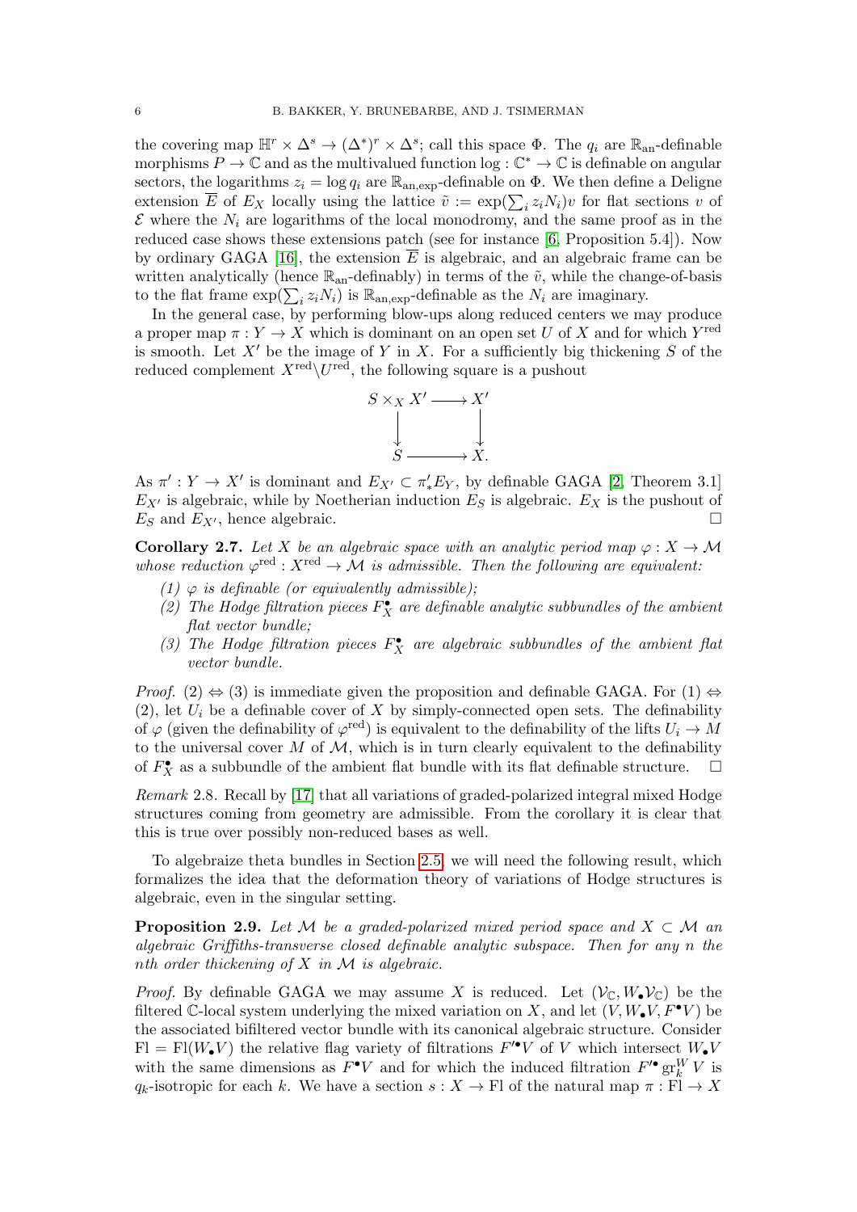the covering map $\mathbb{H}^r \times \Delta^s \to (\Delta^*)^r \times \Delta^s$; call this space $\Phi$. The $q_i$ are $\mathbb{R}_{\mathrm{an}}$-definable morphisms $P \to \mathbb{C}$ and as the multivalued function $\log : \mathbb{C}^* \to \mathbb{C}$ is definable on angular sectors, the logarithms $z_i = \log q_i$ are $\mathbb{R}_{\mathrm{an,exp}}$-definable on $\Phi$. We then define a Deligne extension $\overline{E}$ of $E_X$ locally using the lattice $\tilde{v} := \exp(\sum_i z_i N_i)v$ for flat sections $v$ of $\mathcal{E}$ where the $N_i$ are logarithms of the local monodromy, and the same proof as in the reduced case shows these extensions patch (see for instance [6, Proposition 5.4]). Now by ordinary GAGA [16], the extension $\overline{E}$ is algebraic, and an algebraic frame can be written analytically (hence $\mathbb{R}_{\mathrm{an}}$-definably) in terms of the $\tilde{v}$, while the change-of-basis to the flat frame $\exp(\sum_i z_i N_i)$ is $\mathbb{R}_{\mathrm{an,exp}}$-definable as the $N_i$ are imaginary.

In the general case, by performing blow-ups along reduced centers we may produce a proper map $\pi : Y \to X$ which is dominant on an open set $U$ of $X$ and for which $Y^{\mathrm{red}}$ is smooth. Let $X'$ be the image of $Y$ in $X$. For a sufficiently big thickening $S$ of the reduced complement $X^{\mathrm{red}} \backslash U^{\mathrm{red}}$, the following square is a pushout

$$\begin{array}{ccc} S \times_X X' & \longrightarrow & X' \\ \downarrow & & \downarrow \\ S & \longrightarrow & X. \end{array}$$

As $\pi' : Y \to X'$ is dominant and $E_{X'} \subset \pi'_* E_Y$, by definable GAGA [2, Theorem 3.1] $E_{X'}$ is algebraic, while by Noetherian induction $E_S$ is algebraic. $E_X$ is the pushout of $E_S$ and $E_{X'}$, hence algebraic. $\square$

**Corollary 2.7.** *Let $X$ be an algebraic space with an analytic period map $\varphi : X \to \mathcal{M}$ whose reduction $\varphi^{\mathrm{red}} : X^{\mathrm{red}} \to \mathcal{M}$ is admissible. Then the following are equivalent:*

1. *$\varphi$ is definable (or equivalently admissible);*
2. *The Hodge filtration pieces $F_X^\bullet$ are definable analytic subbundles of the ambient flat vector bundle;*
3. *The Hodge filtration pieces $F_X^\bullet$ are algebraic subbundles of the ambient flat vector bundle.*

*Proof.* (2) $\Leftrightarrow$ (3) is immediate given the proposition and definable GAGA. For (1) $\Leftrightarrow$ (2), let $U_i$ be a definable cover of $X$ by simply-connected open sets. The definability of $\varphi$ (given the definability of $\varphi^{\mathrm{red}}$) is equivalent to the definability of the lifts $U_i \to M$ to the universal cover $M$ of $\mathcal{M}$, which is in turn clearly equivalent to the definability of $F_X^\bullet$ as a subbundle of the ambient flat bundle with its flat definable structure. $\square$

*Remark* 2.8. Recall by [17] that all variations of graded-polarized integral mixed Hodge structures coming from geometry are admissible. From the corollary it is clear that this is true over possibly non-reduced bases as well.

To algebraize theta bundles in Section 2.5, we will need the following result, which formalizes the idea that the deformation theory of variations of Hodge structures is algebraic, even in the singular setting.

**Proposition 2.9.** *Let $\mathcal{M}$ be a graded-polarized mixed period space and $X \subset \mathcal{M}$ an algebraic Griffiths-transverse closed definable analytic subspace. Then for any $n$ the $n$th order thickening of $X$ in $\mathcal{M}$ is algebraic.*

*Proof.* By definable GAGA we may assume $X$ is reduced. Let $(\mathcal{V}_\mathbb{C}, W_\bullet \mathcal{V}_\mathbb{C})$ be the filtered $\mathbb{C}$-local system underlying the mixed variation on $X$, and let $(V, W_\bullet V, F^\bullet V)$ be the associated bifiltered vector bundle with its canonical algebraic structure. Consider $\mathrm{Fl} = \mathrm{Fl}(W_\bullet V)$ the relative flag variety of filtrations $F'^\bullet V$ of $V$ which intersect $W_\bullet V$ with the same dimensions as $F^\bullet V$ and for which the induced filtration $F'^\bullet \mathrm{gr}_k^W V$ is $q_k$-isotropic for each $k$. We have a section $s : X \to \mathrm{Fl}$ of the natural map $\pi : \mathrm{Fl} \to X$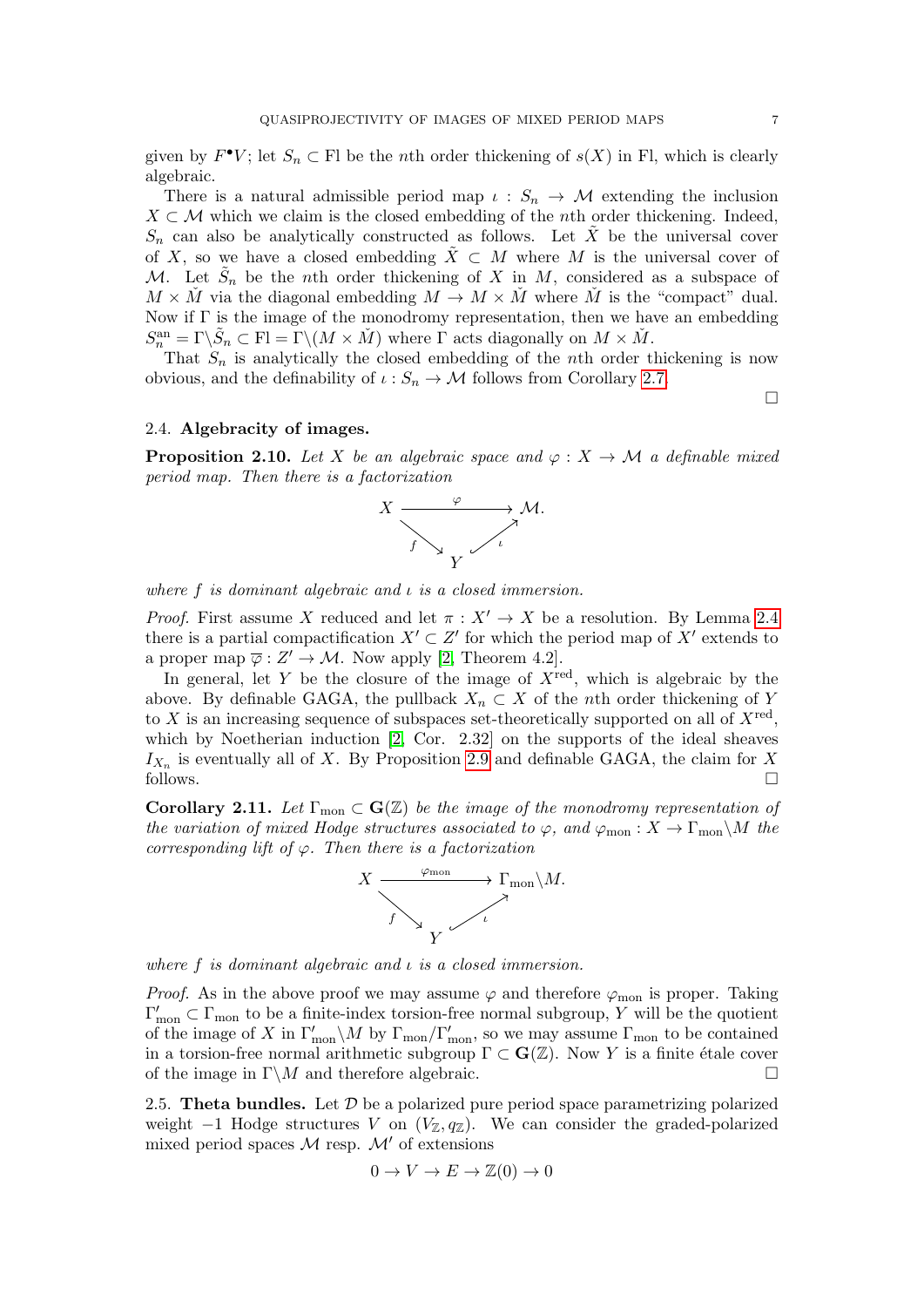given by $F^\bullet V$; let $S_n \subset \mathrm{Fl}$ be the $n$th order thickening of $s(X)$ in Fl, which is clearly algebraic.

There is a natural admissible period map $\iota : S_n \to \mathcal{M}$ extending the inclusion $X \subset \mathcal{M}$ which we claim is the closed embedding of the $n$th order thickening. Indeed, $S_n$ can also be analytically constructed as follows. Let $\tilde{X}$ be the universal cover of $X$, so we have a closed embedding $\tilde{X} \subset M$ where $M$ is the universal cover of $\mathcal{M}$. Let $\tilde{S}_n$ be the $n$th order thickening of $X$ in $M$, considered as a subspace of $M \times \check{M}$ via the diagonal embedding $M \to M \times \check{M}$ where $\check{M}$ is the "compact" dual. Now if $\Gamma$ is the image of the monodromy representation, then we have an embedding $S_n^{\mathrm{an}} = \Gamma\backslash\tilde{S}_n \subset \mathrm{Fl} = \Gamma\backslash(M \times \check{M})$ where $\Gamma$ acts diagonally on $M \times \check{M}$.

That $S_n$ is analytically the closed embedding of the $n$th order thickening is now obvious, and the definability of $\iota : S_n \to \mathcal{M}$ follows from Corollary 2.7. $\square$

### 2.4. Algebracity of images.

**Proposition 2.10.** *Let $X$ be an algebraic space and $\varphi : X \to \mathcal{M}$ a definable mixed period map. Then there is a factorization*

$$\begin{array}{ccc} X & \xrightarrow{\varphi} & \mathcal{M}. \\ & {\scriptstyle f}\searrow \quad \nearrow{\scriptstyle \iota} & \\ & Y & \end{array}$$

*where $f$ is dominant algebraic and $\iota$ is a closed immersion.*

*Proof.* First assume $X$ reduced and let $\pi : X' \to X$ be a resolution. By Lemma 2.4 there is a partial compactification $X' \subset Z'$ for which the period map of $X'$ extends to a proper map $\overline{\varphi} : Z' \to \mathcal{M}$. Now apply [2, Theorem 4.2].

In general, let $Y$ be the closure of the image of $X^{\mathrm{red}}$, which is algebraic by the above. By definable GAGA, the pullback $X_n \subset X$ of the $n$th order thickening of $Y$ to $X$ is an increasing sequence of subspaces set-theoretically supported on all of $X^{\mathrm{red}}$, which by Noetherian induction [2, Cor. 2.32] on the supports of the ideal sheaves $I_{X_n}$ is eventually all of $X$. By Proposition 2.9 and definable GAGA, the claim for $X$ follows. $\square$

**Corollary 2.11.** *Let $\Gamma_{\mathrm{mon}} \subset \mathbf{G}(\mathbb{Z})$ be the image of the monodromy representation of the variation of mixed Hodge structures associated to $\varphi$, and $\varphi_{\mathrm{mon}} : X \to \Gamma_{\mathrm{mon}}\backslash M$ the corresponding lift of $\varphi$. Then there is a factorization*

$$\begin{array}{ccc} X & \xrightarrow{\varphi_{\mathrm{mon}}} & \Gamma_{\mathrm{mon}}\backslash M. \\ & {\scriptstyle f}\searrow \quad \nearrow{\scriptstyle \iota} & \\ & Y & \end{array}$$

*where $f$ is dominant algebraic and $\iota$ is a closed immersion.*

*Proof.* As in the above proof we may assume $\varphi$ and therefore $\varphi_{\mathrm{mon}}$ is proper. Taking $\Gamma'_{\mathrm{mon}} \subset \Gamma_{\mathrm{mon}}$ to be a finite-index torsion-free normal subgroup, $Y$ will be the quotient of the image of $X$ in $\Gamma'_{\mathrm{mon}}\backslash M$ by $\Gamma_{\mathrm{mon}}/\Gamma'_{\mathrm{mon}}$, so we may assume $\Gamma_{\mathrm{mon}}$ to be contained in a torsion-free normal arithmetic subgroup $\Gamma \subset \mathbf{G}(\mathbb{Z})$. Now $Y$ is a finite étale cover of the image in $\Gamma\backslash M$ and therefore algebraic. $\square$

2.5. **Theta bundles.** Let $\mathcal{D}$ be a polarized pure period space parametrizing polarized weight $-1$ Hodge structures $V$ on $(V_\mathbb{Z}, q_\mathbb{Z})$. We can consider the graded-polarized mixed period spaces $\mathcal{M}$ resp. $\mathcal{M}'$ of extensions

$$0 \to V \to E \to \mathbb{Z}(0) \to 0$$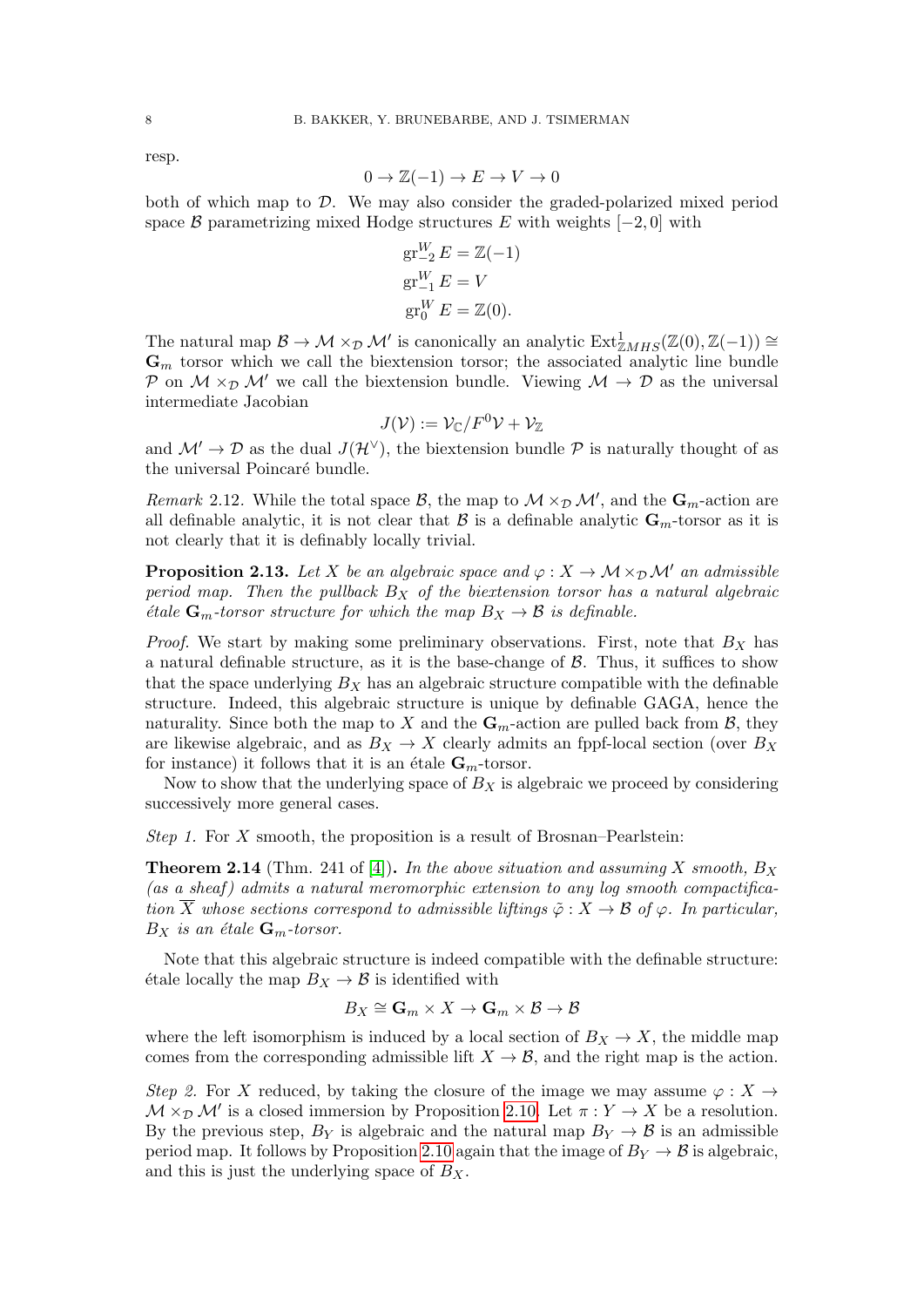resp.

$$0 \to \mathbb{Z}(-1) \to E \to V \to 0$$

both of which map to $\mathcal{D}$. We may also consider the graded-polarized mixed period space $\mathcal{B}$ parametrizing mixed Hodge structures $E$ with weights $[-2, 0]$ with

$$\begin{aligned}
\mathrm{gr}^W_{-2} E &= \mathbb{Z}(-1) \\
\mathrm{gr}^W_{-1} E &= V \\
\mathrm{gr}^W_{0} E &= \mathbb{Z}(0).
\end{aligned}$$

The natural map $\mathcal{B} \to \mathcal{M} \times_{\mathcal{D}} \mathcal{M}'$ is canonically an analytic $\mathrm{Ext}^1_{\mathbb{Z}MHS}(\mathbb{Z}(0), \mathbb{Z}(-1)) \cong \mathbf{G}_m$ torsor which we call the biextension torsor; the associated analytic line bundle $\mathcal{P}$ on $\mathcal{M} \times_{\mathcal{D}} \mathcal{M}'$ we call the biextension bundle. Viewing $\mathcal{M} \to \mathcal{D}$ as the universal intermediate Jacobian

$$J(\mathcal{V}) := \mathcal{V}_{\mathbb{C}}/F^0\mathcal{V} + \mathcal{V}_{\mathbb{Z}}$$

and $\mathcal{M}' \to \mathcal{D}$ as the dual $J(\mathcal{H}^\vee)$, the biextension bundle $\mathcal{P}$ is naturally thought of as the universal Poincaré bundle.

*Remark* 2.12. While the total space $\mathcal{B}$, the map to $\mathcal{M} \times_{\mathcal{D}} \mathcal{M}'$, and the $\mathbf{G}_m$-action are all definable analytic, it is not clear that $\mathcal{B}$ is a definable analytic $\mathbf{G}_m$-torsor as it is not clearly that it is definably locally trivial.

**Proposition 2.13.** *Let $X$ be an algebraic space and $\varphi : X \to \mathcal{M} \times_{\mathcal{D}} \mathcal{M}'$ an admissible period map. Then the pullback $B_X$ of the biextension torsor has a natural algebraic étale $\mathbf{G}_m$-torsor structure for which the map $B_X \to \mathcal{B}$ is definable.*

*Proof.* We start by making some preliminary observations. First, note that $B_X$ has a natural definable structure, as it is the base-change of $\mathcal{B}$. Thus, it suffices to show that the space underlying $B_X$ has an algebraic structure compatible with the definable structure. Indeed, this algebraic structure is unique by definable GAGA, hence the naturality. Since both the map to $X$ and the $\mathbf{G}_m$-action are pulled back from $\mathcal{B}$, they are likewise algebraic, and as $B_X \to X$ clearly admits an fppf-local section (over $B_X$ for instance) it follows that it is an étale $\mathbf{G}_m$-torsor.

Now to show that the underlying space of $B_X$ is algebraic we proceed by considering successively more general cases.

*Step 1.* For $X$ smooth, the proposition is a result of Brosnan–Pearlstein:

**Theorem 2.14** (Thm. 241 of [4]). *In the above situation and assuming $X$ smooth, $B_X$ (as a sheaf) admits a natural meromorphic extension to any log smooth compactification $\overline{X}$ whose sections correspond to admissible liftings $\tilde{\varphi} : X \to \mathcal{B}$ of $\varphi$. In particular, $B_X$ is an étale $\mathbf{G}_m$-torsor.*

Note that this algebraic structure is indeed compatible with the definable structure: étale locally the map $B_X \to \mathcal{B}$ is identified with

$$B_X \cong \mathbf{G}_m \times X \to \mathbf{G}_m \times \mathcal{B} \to \mathcal{B}$$

where the left isomorphism is induced by a local section of $B_X \to X$, the middle map comes from the corresponding admissible lift $X \to \mathcal{B}$, and the right map is the action.

*Step 2.* For $X$ reduced, by taking the closure of the image we may assume $\varphi : X \to \mathcal{M} \times_{\mathcal{D}} \mathcal{M}'$ is a closed immersion by Proposition 2.10. Let $\pi : Y \to X$ be a resolution. By the previous step, $B_Y$ is algebraic and the natural map $B_Y \to \mathcal{B}$ is an admissible period map. It follows by Proposition 2.10 again that the image of $B_Y \to \mathcal{B}$ is algebraic, and this is just the underlying space of $B_X$.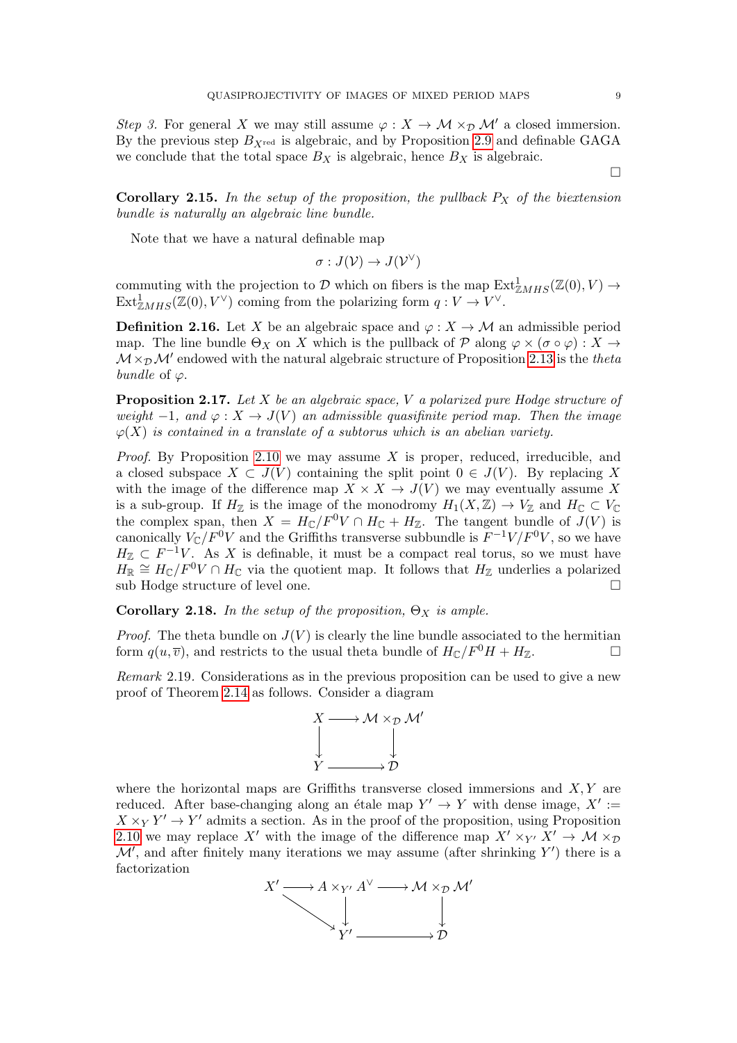*Step 3.* For general $X$ we may still assume $\varphi : X \to \mathcal{M} \times_{\mathcal{D}} \mathcal{M}'$ a closed immersion. By the previous step $B_{X^{\text{red}}}$ is algebraic, and by Proposition 2.9 and definable GAGA we conclude that the total space $B_X$ is algebraic, hence $B_X$ is algebraic.

□

**Corollary 2.15.** *In the setup of the proposition, the pullback $P_X$ of the biextension bundle is naturally an algebraic line bundle.*

Note that we have a natural definable map

$$\sigma : J(\mathcal{V}) \to J(\mathcal{V}^\vee)$$

commuting with the projection to $\mathcal{D}$ which on fibers is the map $\operatorname{Ext}^1_{\mathbb{Z}MHS}(\mathbb{Z}(0), V) \to \operatorname{Ext}^1_{\mathbb{Z}MHS}(\mathbb{Z}(0), V^\vee)$ coming from the polarizing form $q : V \to V^\vee$.

**Definition 2.16.** Let $X$ be an algebraic space and $\varphi : X \to \mathcal{M}$ an admissible period map. The line bundle $\Theta_X$ on $X$ which is the pullback of $\mathcal{P}$ along $\varphi \times (\sigma \circ \varphi) : X \to \mathcal{M} \times_{\mathcal{D}} \mathcal{M}'$ endowed with the natural algebraic structure of Proposition 2.13 is the *theta bundle* of $\varphi$.

**Proposition 2.17.** *Let $X$ be an algebraic space, $V$ a polarized pure Hodge structure of weight $-1$, and $\varphi : X \to J(V)$ an admissible quasifinite period map. Then the image $\varphi(X)$ is contained in a translate of a subtorus which is an abelian variety.*

*Proof.* By Proposition 2.10 we may assume $X$ is proper, reduced, irreducible, and a closed subspace $X \subset J(V)$ containing the split point $0 \in J(V)$. By replacing $X$ with the image of the difference map $X \times X \to J(V)$ we may eventually assume $X$ is a sub-group. If $H_{\mathbb{Z}}$ is the image of the monodromy $H_1(X, \mathbb{Z}) \to V_{\mathbb{Z}}$ and $H_{\mathbb{C}} \subset V_{\mathbb{C}}$ the complex span, then $X = H_{\mathbb{C}}/F^0V \cap H_{\mathbb{C}} + H_{\mathbb{Z}}$. The tangent bundle of $J(V)$ is canonically $V_{\mathbb{C}}/F^0V$ and the Griffiths transverse subbundle is $F^{-1}V/F^0V$, so we have $H_{\mathbb{Z}} \subset F^{-1}V$. As $X$ is definable, it must be a compact real torus, so we must have $H_{\mathbb{R}} \cong H_{\mathbb{C}}/F^0V \cap H_{\mathbb{C}}$ via the quotient map. It follows that $H_{\mathbb{Z}}$ underlies a polarized sub Hodge structure of level one. □

**Corollary 2.18.** *In the setup of the proposition, $\Theta_X$ is ample.*

*Proof.* The theta bundle on $J(V)$ is clearly the line bundle associated to the hermitian form $q(u, \overline{v})$, and restricts to the usual theta bundle of $H_{\mathbb{C}}/F^0H + H_{\mathbb{Z}}$. □

*Remark* 2.19. Considerations as in the previous proposition can be used to give a new proof of Theorem 2.14 as follows. Consider a diagram

$$\begin{array}{ccc} X & \longrightarrow & \mathcal{M} \times_{\mathcal{D}} \mathcal{M}' \\ \big\downarrow & & \big\downarrow \\ Y & \longrightarrow & \mathcal{D} \end{array}$$

where the horizontal maps are Griffiths transverse closed immersions and $X, Y$ are reduced. After base-changing along an étale map $Y' \to Y$ with dense image, $X' := X \times_Y Y' \to Y'$ admits a section. As in the proof of the proposition, using Proposition 2.10 we may replace $X'$ with the image of the difference map $X' \times_{Y'} X' \to \mathcal{M} \times_{\mathcal{D}} \mathcal{M}'$, and after finitely many iterations we may assume (after shrinking $Y'$) there is a factorization

$$\begin{array}{ccccc} X' & \longrightarrow & A \times_{Y'} A^\vee & \longrightarrow & \mathcal{M} \times_{\mathcal{D}} \mathcal{M}' \\ & \searrow & \big\downarrow & & \big\downarrow \\ & & Y' & \longrightarrow & \mathcal{D} \end{array}$$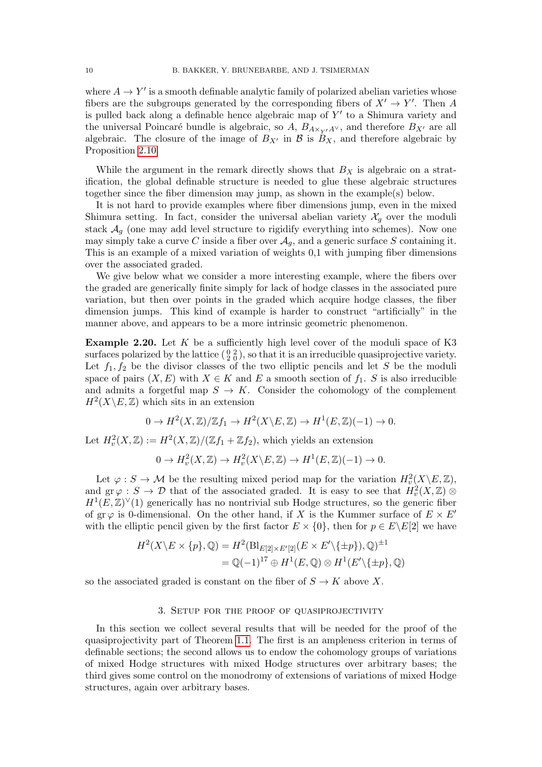where $A \to Y'$ is a smooth definable analytic family of polarized abelian varieties whose fibers are the subgroups generated by the corresponding fibers of $X' \to Y'$. Then $A$ is pulled back along a definable hence algebraic map of $Y'$ to a Shimura variety and the universal Poincaré bundle is algebraic, so $A$, $B_{A\times_{Y'}A^\vee}$, and therefore $B_{X'}$ are all algebraic. The closure of the image of $B_{X'}$ in $\mathcal{B}$ is $B_X$, and therefore algebraic by Proposition 2.10.

While the argument in the remark directly shows that $B_X$ is algebraic on a stratification, the global definable structure is needed to glue these algebraic structures together since the fiber dimension may jump, as shown in the example(s) below.

It is not hard to provide examples where fiber dimensions jump, even in the mixed Shimura setting. In fact, consider the universal abelian variety $\mathcal{X}_g$ over the moduli stack $\mathcal{A}_g$ (one may add level structure to rigidify everything into schemes). Now one may simply take a curve $C$ inside a fiber over $\mathcal{A}_g$, and a generic surface $S$ containing it. This is an example of a mixed variation of weights 0,1 with jumping fiber dimensions over the associated graded.

We give below what we consider a more interesting example, where the fibers over the graded are generically finite simply for lack of hodge classes in the associated pure variation, but then over points in the graded which acquire hodge classes, the fiber dimension jumps. This kind of example is harder to construct "artificially" in the manner above, and appears to be a more intrinsic geometric phenomenon.

**Example 2.20.** Let $K$ be a sufficiently high level cover of the moduli space of K3 surfaces polarized by the lattice $\left(\begin{smallmatrix} 0 & 2 \\ 2 & 0 \end{smallmatrix}\right)$, so that it is an irreducible quasiprojective variety. Let $f_1, f_2$ be the divisor classes of the two elliptic pencils and let $S$ be the moduli space of pairs $(X, E)$ with $X \in K$ and $E$ a smooth section of $f_1$. $S$ is also irreducible and admits a forgetful map $S \to K$. Consider the cohomology of the complement $H^2(X\backslash E, \mathbb{Z})$ which sits in an extension

$$0 \to H^2(X, \mathbb{Z})/\mathbb{Z}f_1 \to H^2(X\backslash E, \mathbb{Z}) \to H^1(E, \mathbb{Z})(-1) \to 0.$$

Let $H^2_v(X, \mathbb{Z}) := H^2(X, \mathbb{Z})/(\mathbb{Z}f_1 + \mathbb{Z}f_2)$, which yields an extension

$$0 \to H^2_v(X, \mathbb{Z}) \to H^2_v(X\backslash E, \mathbb{Z}) \to H^1(E, \mathbb{Z})(-1) \to 0.$$

Let $\varphi : S \to \mathcal{M}$ be the resulting mixed period map for the variation $H^2_v(X\backslash E, \mathbb{Z})$, and $\operatorname{gr}\varphi : S \to \mathcal{D}$ that of the associated graded. It is easy to see that $H^2_v(X, \mathbb{Z}) \otimes H^1(E, \mathbb{Z})^\vee(1)$ generically has no nontrivial sub Hodge structures, so the generic fiber of $\operatorname{gr}\varphi$ is 0-dimensional. On the other hand, if $X$ is the Kummer surface of $E \times E'$ with the elliptic pencil given by the first factor $E \times \{0\}$, then for $p \in E\backslash E[2]$ we have

$$\begin{aligned} H^2(X\backslash E \times \{p\}, \mathbb{Q}) &= H^2(\mathrm{Bl}_{E[2]\times E'[2]}(E \times E'\backslash\{\pm p\}), \mathbb{Q})^{\pm 1} \\ &= \mathbb{Q}(-1)^{17} \oplus H^1(E, \mathbb{Q}) \otimes H^1(E'\backslash\{\pm p\}, \mathbb{Q}) \end{aligned}$$

so the associated graded is constant on the fiber of $S \to K$ above $X$.

## 3. Setup for the proof of quasiprojectivity

In this section we collect several results that will be needed for the proof of the quasiprojectivity part of Theorem 1.1. The first is an ampleness criterion in terms of definable sections; the second allows us to endow the cohomology groups of variations of mixed Hodge structures with mixed Hodge structures over arbitrary bases; the third gives some control on the monodromy of extensions of variations of mixed Hodge structures, again over arbitrary bases.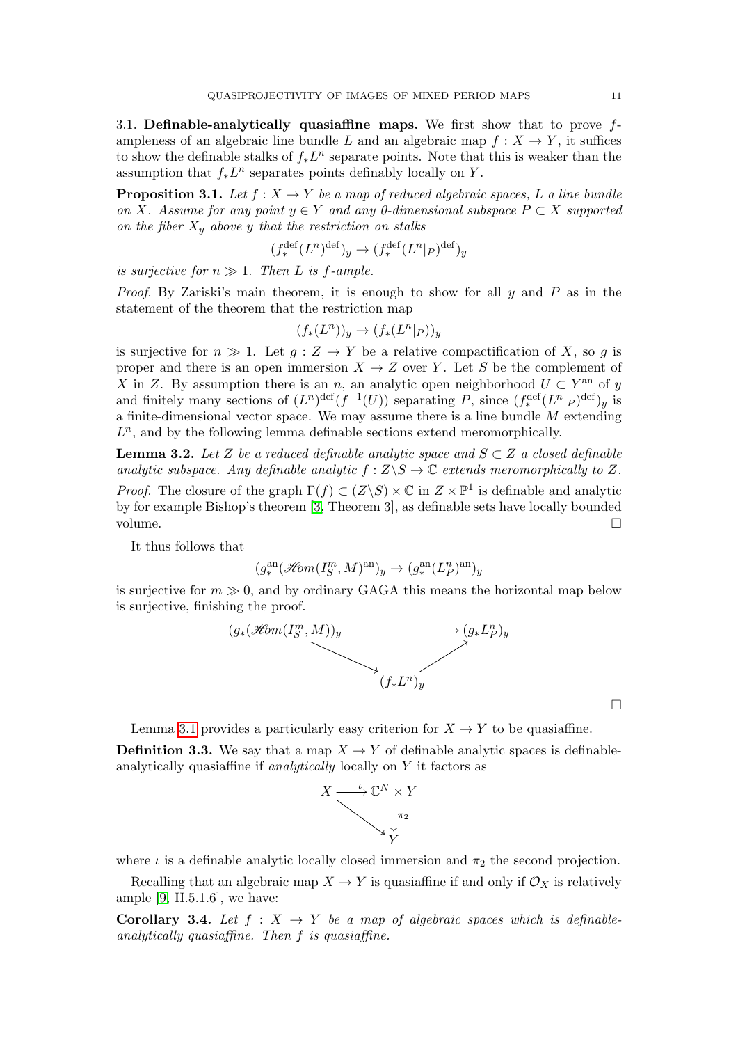3.1. **Definable-analytically quasiaffine maps.** We first show that to prove $f$-ampleness of an algebraic line bundle $L$ and an algebraic map $f : X \to Y$, it suffices to show the definable stalks of $f_*L^n$ separate points. Note that this is weaker than the assumption that $f_*L^n$ separates points definably locally on $Y$.

**Proposition 3.1.** *Let $f : X \to Y$ be a map of reduced algebraic spaces, $L$ a line bundle on $X$. Assume for any point $y \in Y$ and any 0-dimensional subspace $P \subset X$ supported on the fiber $X_y$ above $y$ that the restriction on stalks*

$$(f_*^{\mathrm{def}}(L^n)^{\mathrm{def}})_y \to (f_*^{\mathrm{def}}(L^n|_P)^{\mathrm{def}})_y$$

*is surjective for $n \gg 1$. Then $L$ is $f$-ample.*

*Proof.* By Zariski's main theorem, it is enough to show for all $y$ and $P$ as in the statement of the theorem that the restriction map

$$(f_*(L^n))_y \to (f_*(L^n|_P))_y$$

is surjective for $n \gg 1$. Let $g : Z \to Y$ be a relative compactification of $X$, so $g$ is proper and there is an open immersion $X \to Z$ over $Y$. Let $S$ be the complement of $X$ in $Z$. By assumption there is an $n$, an analytic open neighborhood $U \subset Y^{\mathrm{an}}$ of $y$ and finitely many sections of $(L^n)^{\mathrm{def}}(f^{-1}(U))$ separating $P$, since $(f_*^{\mathrm{def}}(L^n|_P)^{\mathrm{def}})_y$ is a finite-dimensional vector space. We may assume there is a line bundle $M$ extending $L^n$, and by the following lemma definable sections extend meromorphically.

**Lemma 3.2.** *Let $Z$ be a reduced definable analytic space and $S \subset Z$ a closed definable analytic subspace. Any definable analytic $f : Z\backslash S \to \mathbb{C}$ extends meromorphically to $Z$.*

*Proof.* The closure of the graph $\Gamma(f) \subset (Z\backslash S) \times \mathbb{C}$ in $Z \times \mathbb{P}^1$ is definable and analytic by for example Bishop's theorem [3, Theorem 3], as definable sets have locally bounded volume. $\square$

It thus follows that

$$(g_*^{\mathrm{an}}(\mathscr{H}om(I_S^m, M)^{\mathrm{an}})_y \to (g_*^{\mathrm{an}}(L_P^n)^{\mathrm{an}})_y$$

is surjective for $m \gg 0$, and by ordinary GAGA this means the horizontal map below is surjective, finishing the proof.

$$\begin{array}{ccc} (g_*(\mathscr{H}om(I_S^m, M))_y & \longrightarrow & (g_*L_P^n)_y \\ & \searrow \quad \nearrow & \\ & (f_*L^n)_y & \end{array}$$

$\square$

Lemma 3.1 provides a particularly easy criterion for $X \to Y$ to be quasiaffine.

**Definition 3.3.** We say that a map $X \to Y$ of definable analytic spaces is definable-analytically quasiaffine if *analytically* locally on $Y$ it factors as

$$\begin{array}{ccc} X & \xrightarrow{\iota} & \mathbb{C}^N \times Y \\ & \searrow & \downarrow \pi_2 \\ & & Y \end{array}$$

where $\iota$ is a definable analytic locally closed immersion and $\pi_2$ the second projection.

Recalling that an algebraic map $X \to Y$ is quasiaffine if and only if $\mathcal{O}_X$ is relatively ample [9, II.5.1.6], we have:

**Corollary 3.4.** *Let $f : X \to Y$ be a map of algebraic spaces which is definable-analytically quasiaffine. Then $f$ is quasiaffine.*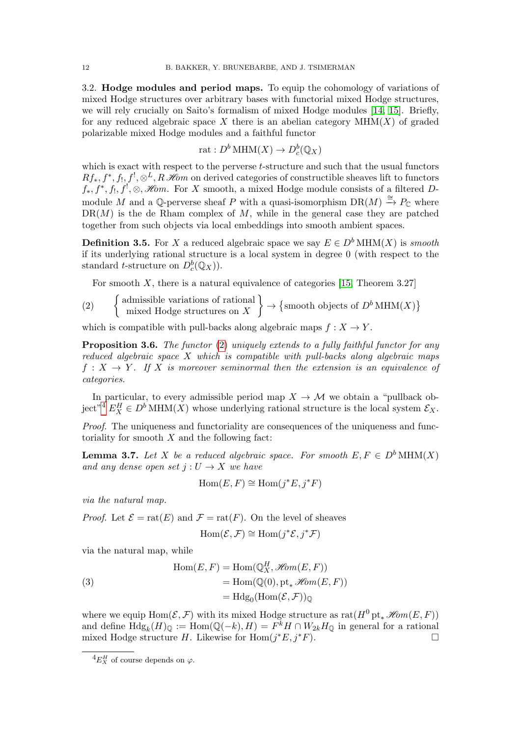3.2. **Hodge modules and period maps.** To equip the cohomology of variations of mixed Hodge structures over arbitrary bases with functorial mixed Hodge structures, we will rely crucially on Saito's formalism of mixed Hodge modules [14, 15]. Briefly, for any reduced algebraic space $X$ there is an abelian category $\mathrm{MHM}(X)$ of graded polarizable mixed Hodge modules and a faithful functor

$$\mathrm{rat}: D^b\,\mathrm{MHM}(X) \to D^b_c(\mathbb{Q}_X)$$

which is exact with respect to the perverse $t$-structure and such that the usual functors $Rf_*, f^*, f_!, f^!, \otimes^L, R\mathscr{H}om$ on derived categories of constructible sheaves lift to functors $f_*, f^*, f_!, f^!, \otimes, \mathscr{H}om$. For $X$ smooth, a mixed Hodge module consists of a filtered $D$-module $M$ and a $\mathbb{Q}$-perverse sheaf $P$ with a quasi-isomorphism $\mathrm{DR}(M) \xrightarrow{\cong} P_{\mathbb{C}}$ where $\mathrm{DR}(M)$ is the de Rham complex of $M$, while in the general case they are patched together from such objects via local embeddings into smooth ambient spaces.

**Definition 3.5.** For $X$ a reduced algebraic space we say $E \in D^b\,\mathrm{MHM}(X)$ is *smooth* if its underlying rational structure is a local system in degree 0 (with respect to the standard $t$-structure on $D^b_c(\mathbb{Q}_X)$).

For smooth $X$, there is a natural equivalence of categories [15, Theorem 3.27]

$$\left\{ \begin{array}{c} \text{admissible variations of rational} \\ \text{mixed Hodge structures on } X \end{array} \right\} \to \left\{ \text{smooth objects of } D^b\,\mathrm{MHM}(X) \right\} \tag{2}$$

which is compatible with pull-backs along algebraic maps $f : X \to Y$.

**Proposition 3.6.** *The functor (2) uniquely extends to a fully faithful functor for any reduced algebraic space $X$ which is compatible with pull-backs along algebraic maps $f : X \to Y$. If $X$ is moreover seminormal then the extension is an equivalence of categories.*

In particular, to every admissible period map $X \to \mathcal{M}$ we obtain a "pullback object"[4] $E^H_X \in D^b\,\mathrm{MHM}(X)$ whose underlying rational structure is the local system $\mathcal{E}_X$.

*Proof.* The uniqueness and functoriality are consequences of the uniqueness and functoriality for smooth $X$ and the following fact:

**Lemma 3.7.** *Let $X$ be a reduced algebraic space. For smooth $E, F \in D^b\,\mathrm{MHM}(X)$ and any dense open set $j : U \to X$ we have*

$$\mathrm{Hom}(E, F) \cong \mathrm{Hom}(j^*E, j^*F)$$

*via the natural map.*

*Proof.* Let $\mathcal{E} = \mathrm{rat}(E)$ and $\mathcal{F} = \mathrm{rat}(F)$. On the level of sheaves

$$\mathrm{Hom}(\mathcal{E}, \mathcal{F}) \cong \mathrm{Hom}(j^*\mathcal{E}, j^*\mathcal{F})$$

via the natural map, while

$$\begin{aligned} \mathrm{Hom}(E, F) &= \mathrm{Hom}(\mathbb{Q}^H_X, \mathscr{H}om(E, F)) \\ &= \mathrm{Hom}(\mathbb{Q}(0), \mathrm{pt}_* \mathscr{H}om(E, F)) \\ &= \mathrm{Hdg}_0(\mathrm{Hom}(\mathcal{E}, \mathcal{F}))_{\mathbb{Q}} \end{aligned} \tag{3}$$

where we equip $\mathrm{Hom}(\mathcal{E}, \mathcal{F})$ with its mixed Hodge structure as $\mathrm{rat}(H^0\,\mathrm{pt}_* \mathscr{H}om(E, F))$ and define $\mathrm{Hdg}_k(H)_{\mathbb{Q}} := \mathrm{Hom}(\mathbb{Q}(-k), H) = F^kH \cap W_{2k}H_{\mathbb{Q}}$ in general for a rational mixed Hodge structure $H$. Likewise for $\mathrm{Hom}(j^*E, j^*F)$. $\square$

[4] $E^H_X$ of course depends on $\varphi$.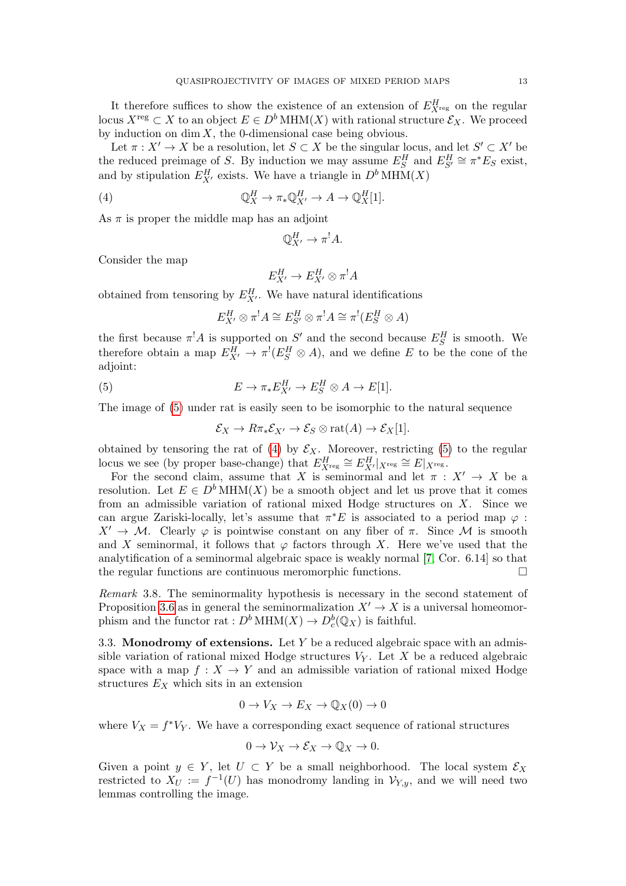It therefore suffices to show the existence of an extension of $E^H_{X^{\mathrm{reg}}}$ on the regular locus $X^{\mathrm{reg}} \subset X$ to an object $E \in D^b\,\mathrm{MHM}(X)$ with rational structure $\mathcal{E}_X$. We proceed by induction on $\dim X$, the 0-dimensional case being obvious.

Let $\pi : X' \to X$ be a resolution, let $S \subset X$ be the singular locus, and let $S' \subset X'$ be the reduced preimage of $S$. By induction we may assume $E^H_S$ and $E^H_{S'} \cong \pi^* E_S$ exist, and by stipulation $E^H_{X'}$ exists. We have a triangle in $D^b\,\mathrm{MHM}(X)$

$$\mathbb{Q}^H_X \to \pi_* \mathbb{Q}^H_{X'} \to A \to \mathbb{Q}^H_X[1]. \tag{4}$$

As $\pi$ is proper the middle map has an adjoint

$$\mathbb{Q}^H_{X'} \to \pi^! A.$$

Consider the map

$$E^H_{X'} \to E^H_{X'} \otimes \pi^! A$$

obtained from tensoring by $E^H_{X'}$. We have natural identifications

$$E^H_{X'} \otimes \pi^! A \cong E^H_{S'} \otimes \pi^! A \cong \pi^!(E^H_S \otimes A)$$

the first because $\pi^! A$ is supported on $S'$ and the second because $E^H_S$ is smooth. We therefore obtain a map $E^H_{X'} \to \pi^!(E^H_S \otimes A)$, and we define $E$ to be the cone of the adjoint:

$$E \to \pi_* E^H_{X'} \to E^H_S \otimes A \to E[1]. \tag{5}$$

The image of (5) under rat is easily seen to be isomorphic to the natural sequence

$$\mathcal{E}_X \to R\pi_* \mathcal{E}_{X'} \to \mathcal{E}_S \otimes \mathrm{rat}(A) \to \mathcal{E}_X[1].$$

obtained by tensoring the rat of (4) by $\mathcal{E}_X$. Moreover, restricting (5) to the regular locus we see (by proper base-change) that $E^H_{X^{\mathrm{reg}}} \cong E^H_{X'}|_{X^{\mathrm{reg}}} \cong E|_{X^{\mathrm{reg}}}$.

For the second claim, assume that $X$ is seminormal and let $\pi : X' \to X$ be a resolution. Let $E \in D^b\,\mathrm{MHM}(X)$ be a smooth object and let us prove that it comes from an admissible variation of rational mixed Hodge structures on $X$. Since we can argue Zariski-locally, let's assume that $\pi^* E$ is associated to a period map $\varphi : X' \to \mathcal{M}$. Clearly $\varphi$ is pointwise constant on any fiber of $\pi$. Since $\mathcal{M}$ is smooth and $X$ seminormal, it follows that $\varphi$ factors through $X$. Here we've used that the analytification of a seminormal algebraic space is weakly normal [7, Cor. 6.14] so that the regular functions are continuous meromorphic functions. $\square$

*Remark* 3.8. The seminormality hypothesis is necessary in the second statement of Proposition 3.6 as in general the seminormalization $X' \to X$ is a universal homeomorphism and the functor $\mathrm{rat} : D^b\,\mathrm{MHM}(X) \to D^b_c(\mathbb{Q}_X)$ is faithful.

### 3.3. Monodromy of extensions.

Let $Y$ be a reduced algebraic space with an admissible variation of rational mixed Hodge structures $V_Y$. Let $X$ be a reduced algebraic space with a map $f : X \to Y$ and an admissible variation of rational mixed Hodge structures $E_X$ which sits in an extension

$$0 \to V_X \to E_X \to \mathbb{Q}_X(0) \to 0$$

where $V_X = f^* V_Y$. We have a corresponding exact sequence of rational structures

$$0 \to \mathcal{V}_X \to \mathcal{E}_X \to \mathbb{Q}_X \to 0.$$

Given a point $y \in Y$, let $U \subset Y$ be a small neighborhood. The local system $\mathcal{E}_X$ restricted to $X_U := f^{-1}(U)$ has monodromy landing in $\mathcal{V}_{Y,y}$, and we will need two lemmas controlling the image.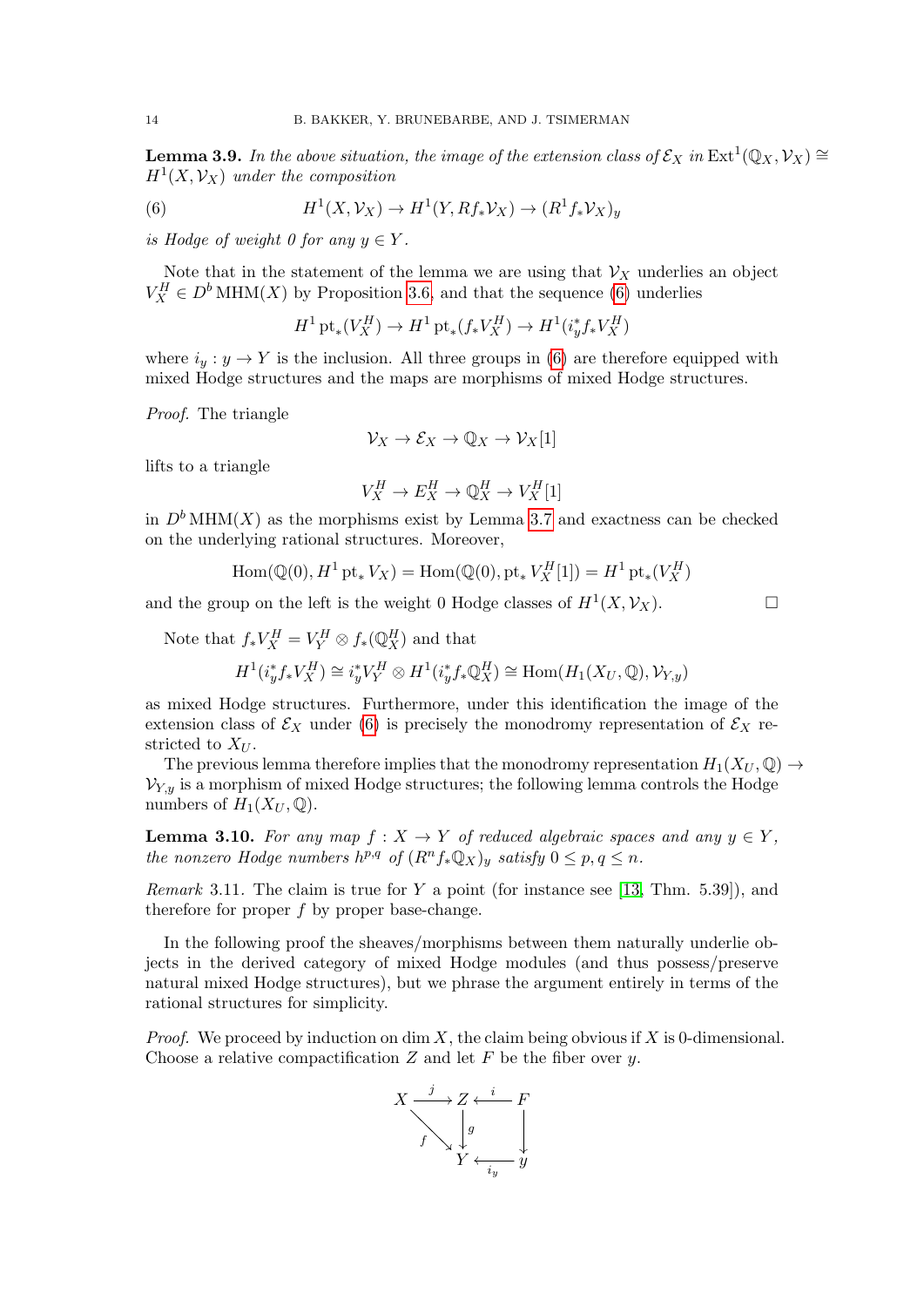**Lemma 3.9.** *In the above situation, the image of the extension class of $\mathcal{E}_X$ in $\operatorname{Ext}^1(\mathbb{Q}_X, \mathcal{V}_X) \cong H^1(X, \mathcal{V}_X)$ under the composition*

$$H^1(X, \mathcal{V}_X) \to H^1(Y, Rf_*\mathcal{V}_X) \to (R^1 f_* \mathcal{V}_X)_y \tag{6}$$

*is Hodge of weight 0 for any $y \in Y$.*

Note that in the statement of the lemma we are using that $\mathcal{V}_X$ underlies an object $V_X^H \in D^b \operatorname{MHM}(X)$ by Proposition 3.6, and that the sequence (6) underlies

$$H^1 \operatorname{pt}_*(V_X^H) \to H^1 \operatorname{pt}_*(f_* V_X^H) \to H^1(i_y^* f_* V_X^H)$$

where $i_y : y \to Y$ is the inclusion. All three groups in (6) are therefore equipped with mixed Hodge structures and the maps are morphisms of mixed Hodge structures.

*Proof.* The triangle

$$\mathcal{V}_X \to \mathcal{E}_X \to \mathbb{Q}_X \to \mathcal{V}_X[1]$$

lifts to a triangle

$$V_X^H \to E_X^H \to \mathbb{Q}_X^H \to V_X^H[1]$$

in $D^b \operatorname{MHM}(X)$ as the morphisms exist by Lemma 3.7 and exactness can be checked on the underlying rational structures. Moreover,

$$\operatorname{Hom}(\mathbb{Q}(0), H^1 \operatorname{pt}_* V_X) = \operatorname{Hom}(\mathbb{Q}(0), \operatorname{pt}_* V_X^H[1]) = H^1 \operatorname{pt}_*(V_X^H)$$

and the group on the left is the weight 0 Hodge classes of $H^1(X, \mathcal{V}_X)$. □

Note that $f_* V_X^H = V_Y^H \otimes f_*(\mathbb{Q}_X^H)$ and that

$$H^1(i_y^* f_* V_X^H) \cong i_y^* V_Y^H \otimes H^1(i_y^* f_* \mathbb{Q}_X^H) \cong \operatorname{Hom}(H_1(X_U, \mathbb{Q}), \mathcal{V}_{Y,y})$$

as mixed Hodge structures. Furthermore, under this identification the image of the extension class of $\mathcal{E}_X$ under (6) is precisely the monodromy representation of $\mathcal{E}_X$ restricted to $X_U$.

The previous lemma therefore implies that the monodromy representation $H_1(X_U, \mathbb{Q}) \to \mathcal{V}_{Y,y}$ is a morphism of mixed Hodge structures; the following lemma controls the Hodge numbers of $H_1(X_U, \mathbb{Q})$.

**Lemma 3.10.** *For any map $f : X \to Y$ of reduced algebraic spaces and any $y \in Y$, the nonzero Hodge numbers $h^{p,q}$ of $(R^n f_* \mathbb{Q}_X)_y$ satisfy $0 \leq p, q \leq n$.*

*Remark* 3.11. The claim is true for $Y$ a point (for instance see [13, Thm. 5.39]), and therefore for proper $f$ by proper base-change.

In the following proof the sheaves/morphisms between them naturally underlie objects in the derived category of mixed Hodge modules (and thus possess/preserve natural mixed Hodge structures), but we phrase the argument entirely in terms of the rational structures for simplicity.

*Proof.* We proceed by induction on $\dim X$, the claim being obvious if $X$ is 0-dimensional. Choose a relative compactification $Z$ and let $F$ be the fiber over $y$.

$$\begin{array}{ccccc} X & \xrightarrow{j} & Z & \xleftarrow{i} & F \\ & {\scriptstyle f}\searrow & \downarrow{\scriptstyle g} & & \downarrow \\ & & Y & \xleftarrow{i_y} & y \end{array}$$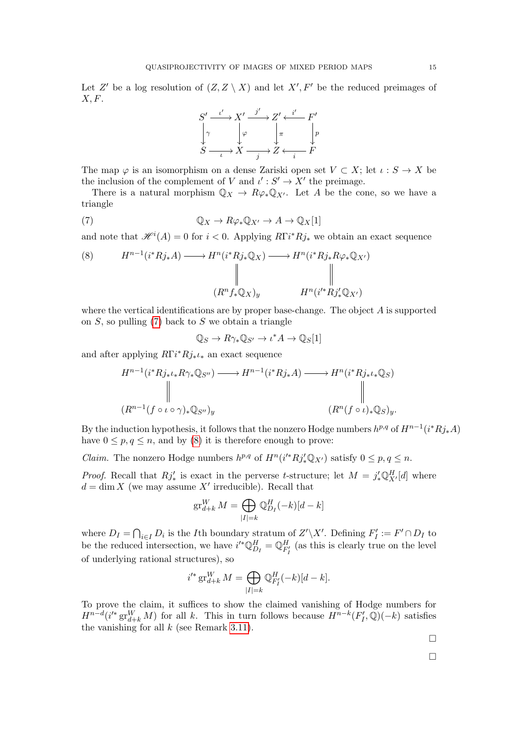Let $Z'$ be a log resolution of $(Z, Z \setminus X)$ and let $X', F'$ be the reduced preimages of $X, F$.

$$\begin{array}{ccccccc} S' & \xrightarrow{\iota'} & X' & \xrightarrow{j'} & Z' & \xleftarrow{i'} & F' \\ \downarrow{\scriptstyle\gamma} & & \downarrow{\scriptstyle\varphi} & & \downarrow{\scriptstyle\pi} & & \downarrow{\scriptstyle p} \\ S & \xrightarrow[\iota]{} & X & \xrightarrow[j]{} & Z & \xleftarrow[i]{} & F \end{array}$$

The map $\varphi$ is an isomorphism on a dense Zariski open set $V \subset X$; let $\iota : S \to X$ be the inclusion of the complement of $V$ and $\iota' : S' \to X'$ the preimage.

There is a natural morphism $\mathbb{Q}_X \to R\varphi_* \mathbb{Q}_{X'}$. Let $A$ be the cone, so we have a triangle

$$\mathbb{Q}_X \to R\varphi_* \mathbb{Q}_{X'} \to A \to \mathbb{Q}_X[1] \tag{7}$$

and note that $\mathscr{H}^i(A) = 0$ for $i < 0$. Applying $R\Gamma i^* Rj_*$ we obtain an exact sequence

$$\begin{array}{ccccc} H^{n-1}(i^* Rj_* A) & \longrightarrow & H^n(i^* Rj_* \mathbb{Q}_X) & \longrightarrow & H^n(i^* Rj_* R\varphi_* \mathbb{Q}_{X'}) \\ & & \| & & \| \\ & & (R^n f_* \mathbb{Q}_X)_y & & H^n(i'^* Rj'_* \mathbb{Q}_{X'}) \end{array} \tag{8}$$

where the vertical identifications are by proper base-change. The object $A$ is supported on $S$, so pulling (7) back to $S$ we obtain a triangle

$$\mathbb{Q}_S \to R\gamma_* \mathbb{Q}_{S'} \to \iota^* A \to \mathbb{Q}_S[1]$$

and after applying $R\Gamma i^* Rj_* \iota_*$ an exact sequence

$$\begin{array}{ccccc} H^{n-1}(i^* Rj_* \iota_* R\gamma_* \mathbb{Q}_{S''}) & \longrightarrow & H^{n-1}(i^* Rj_* A) & \longrightarrow & H^n(i^* Rj_* \iota_* \mathbb{Q}_S) \\ \| & & & & \| \\ (R^{n-1}(f \circ \iota \circ \gamma)_* \mathbb{Q}_{S''})_y & & & & (R^n(f \circ \iota)_* \mathbb{Q}_S)_y. \end{array}$$

By the induction hypothesis, it follows that the nonzero Hodge numbers $h^{p,q}$ of $H^{n-1}(i^* Rj_* A)$ have $0 \le p, q \le n$, and by (8) it is therefore enough to prove:

*Claim.* The nonzero Hodge numbers $h^{p,q}$ of $H^n(i'^* Rj'_* \mathbb{Q}_{X'})$ satisfy $0 \le p, q \le n$.

*Proof.* Recall that $Rj'_*$ is exact in the perverse $t$-structure; let $M = j'_* \mathbb{Q}^H_{X'}[d]$ where $d = \dim X$ (we may assume $X'$ irreducible). Recall that

$$\mathrm{gr}^W_{d+k} M = \bigoplus_{|I|=k} \mathbb{Q}^H_{D_I}(-k)[d-k]$$

where $D_I = \bigcap_{i \in I} D_i$ is the $I$th boundary stratum of $Z' \backslash X'$. Defining $F'_I := F' \cap D_I$ to be the reduced intersection, we have $i'^* \mathbb{Q}^H_{D_I} = \mathbb{Q}^H_{F'_I}$ (as this is clearly true on the level of underlying rational structures), so

$$i'^* \mathrm{gr}^W_{d+k} M = \bigoplus_{|I|=k} \mathbb{Q}^H_{F'_I}(-k)[d-k].$$

To prove the claim, it suffices to show the claimed vanishing of Hodge numbers for $H^{n-d}(i'^* \mathrm{gr}^W_{d+k} M)$ for all $k$. This in turn follows because $H^{n-k}(F'_I, \mathbb{Q})(-k)$ satisfies the vanishing for all $k$ (see Remark 3.11).

□

□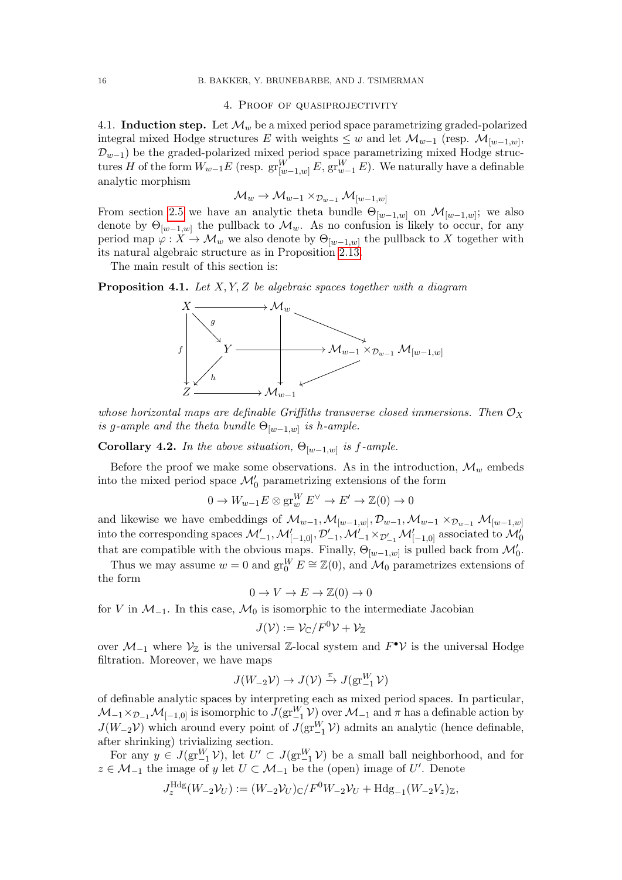## 4. Proof of quasiprojectivity

**4.1. Induction step.** Let $\mathcal{M}_w$ be a mixed period space parametrizing graded-polarized integral mixed Hodge structures $E$ with weights $\leq w$ and let $\mathcal{M}_{w-1}$ (resp. $\mathcal{M}_{[w-1,w]}$, $\mathcal{D}_{w-1}$) be the graded-polarized mixed period space parametrizing mixed Hodge structures $H$ of the form $W_{w-1}E$ (resp. $\mathrm{gr}^W_{[w-1,w]} E$, $\mathrm{gr}^W_{w-1} E$). We naturally have a definable analytic morphism

$$\mathcal{M}_w \to \mathcal{M}_{w-1} \times_{\mathcal{D}_{w-1}} \mathcal{M}_{[w-1,w]}$$

From section 2.5 we have an analytic theta bundle $\Theta_{[w-1,w]}$ on $\mathcal{M}_{[w-1,w]}$; we also denote by $\Theta_{[w-1,w]}$ the pullback to $\mathcal{M}_w$. As no confusion is likely to occur, for any period map $\varphi : X \to \mathcal{M}_w$ we also denote by $\Theta_{[w-1,w]}$ the pullback to $X$ together with its natural algebraic structure as in Proposition 2.13.

The main result of this section is:

**Proposition 4.1.** *Let $X, Y, Z$ be algebraic spaces together with a diagram*

$$\begin{array}{ccccc}
X & \longrightarrow & \mathcal{M}_w & & \\
\downarrow f \;\searrow g & & \downarrow & \searrow & \\
Y & \longrightarrow & & & \mathcal{M}_{w-1} \times_{\mathcal{D}_{w-1}} \mathcal{M}_{[w-1,w]} \\
\swarrow h & & \downarrow & \swarrow & \\
Z & \longrightarrow & \mathcal{M}_{w-1} & &
\end{array}$$

*whose horizontal maps are definable Griffiths transverse closed immersions. Then $\mathcal{O}_X$ is $g$-ample and the theta bundle $\Theta_{[w-1,w]}$ is $h$-ample.*

**Corollary 4.2.** *In the above situation, $\Theta_{[w-1,w]}$ is $f$-ample.*

Before the proof we make some observations. As in the introduction, $\mathcal{M}_w$ embeds into the mixed period space $\mathcal{M}'_0$ parametrizing extensions of the form

$$0 \to W_{w-1}E \otimes \mathrm{gr}^W_w E^\vee \to E' \to \mathbb{Z}(0) \to 0$$

and likewise we have embeddings of $\mathcal{M}_{w-1}, \mathcal{M}_{[w-1,w]}, \mathcal{D}_{w-1}, \mathcal{M}_{w-1} \times_{\mathcal{D}_{w-1}} \mathcal{M}_{[w-1,w]}$ into the corresponding spaces $\mathcal{M}'_{-1}, \mathcal{M}'_{[-1,0]}, \mathcal{D}'_{-1}, \mathcal{M}'_{-1} \times_{\mathcal{D}'_{-1}} \mathcal{M}'_{[-1,0]}$ associated to $\mathcal{M}'_0$ that are compatible with the obvious maps. Finally, $\Theta_{[w-1,w]}$ is pulled back from $\mathcal{M}'_0$.

Thus we may assume $w = 0$ and $\mathrm{gr}^W_0 E \cong \mathbb{Z}(0)$, and $\mathcal{M}_0$ parametrizes extensions of the form

$$0 \to V \to E \to \mathbb{Z}(0) \to 0$$

for $V$ in $\mathcal{M}_{-1}$. In this case, $\mathcal{M}_0$ is isomorphic to the intermediate Jacobian

$$J(\mathcal{V}) := \mathcal{V}_\mathbb{C} / F^0\mathcal{V} + \mathcal{V}_\mathbb{Z}$$

over $\mathcal{M}_{-1}$ where $\mathcal{V}_\mathbb{Z}$ is the universal $\mathbb{Z}$-local system and $F^\bullet\mathcal{V}$ is the universal Hodge filtration. Moreover, we have maps

$$J(W_{-2}\mathcal{V}) \to J(\mathcal{V}) \xrightarrow{\pi} J(\mathrm{gr}^W_{-1} \mathcal{V})$$

of definable analytic spaces by interpreting each as mixed period spaces. In particular, $\mathcal{M}_{-1} \times_{\mathcal{D}_{-1}} \mathcal{M}_{[-1,0]}$ is isomorphic to $J(\mathrm{gr}^W_{-1} \mathcal{V})$ over $\mathcal{M}_{-1}$ and $\pi$ has a definable action by $J(W_{-2}\mathcal{V})$ which around every point of $J(\mathrm{gr}^W_{-1} \mathcal{V})$ admits an analytic (hence definable, after shrinking) trivializing section.

For any $y \in J(\mathrm{gr}^W_{-1} \mathcal{V})$, let $U' \subset J(\mathrm{gr}^W_{-1} \mathcal{V})$ be a small ball neighborhood, and for $z \in \mathcal{M}_{-1}$ the image of $y$ let $U \subset \mathcal{M}_{-1}$ be the (open) image of $U'$. Denote

$$J^{\mathrm{Hdg}}_z(W_{-2}\mathcal{V}_U) := (W_{-2}\mathcal{V}_U)_\mathbb{C} / F^0 W_{-2}\mathcal{V}_U + \mathrm{Hdg}_{-1}(W_{-2}V_z)_\mathbb{Z},$$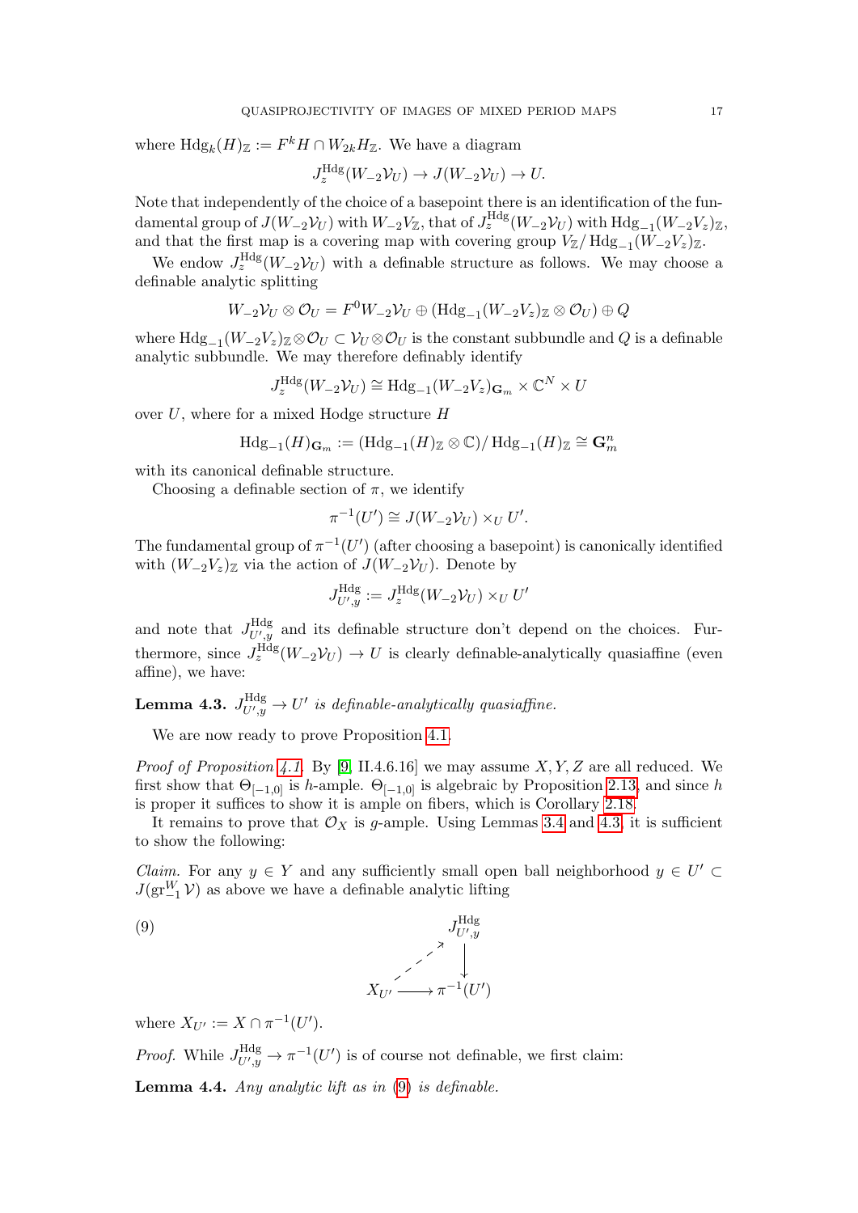where $\mathrm{Hdg}_k(H)_{\mathbb{Z}} := F^k H \cap W_{2k} H_{\mathbb{Z}}$. We have a diagram

$$J_z^{\mathrm{Hdg}}(W_{-2}\mathcal{V}_U) \to J(W_{-2}\mathcal{V}_U) \to U.$$

Note that independently of the choice of a basepoint there is an identification of the fundamental group of $J(W_{-2}\mathcal{V}_U)$ with $W_{-2}V_{\mathbb{Z}}$, that of $J_z^{\mathrm{Hdg}}(W_{-2}\mathcal{V}_U)$ with $\mathrm{Hdg}_{-1}(W_{-2}V_z)_{\mathbb{Z}}$, and that the first map is a covering map with covering group $V_{\mathbb{Z}}/\mathrm{Hdg}_{-1}(W_{-2}V_z)_{\mathbb{Z}}$.

We endow $J_z^{\mathrm{Hdg}}(W_{-2}\mathcal{V}_U)$ with a definable structure as follows. We may choose a definable analytic splitting

$$W_{-2}\mathcal{V}_U \otimes \mathcal{O}_U = F^0 W_{-2}\mathcal{V}_U \oplus (\mathrm{Hdg}_{-1}(W_{-2}V_z)_{\mathbb{Z}} \otimes \mathcal{O}_U) \oplus Q$$

where $\mathrm{Hdg}_{-1}(W_{-2}V_z)_{\mathbb{Z}} \otimes \mathcal{O}_U \subset \mathcal{V}_U \otimes \mathcal{O}_U$ is the constant subbundle and $Q$ is a definable analytic subbundle. We may therefore definably identify

$$J_z^{\mathrm{Hdg}}(W_{-2}\mathcal{V}_U) \cong \mathrm{Hdg}_{-1}(W_{-2}V_z)_{\mathbf{G}_m} \times \mathbb{C}^N \times U$$

over $U$, where for a mixed Hodge structure $H$

$$\mathrm{Hdg}_{-1}(H)_{\mathbf{G}_m} := (\mathrm{Hdg}_{-1}(H)_{\mathbb{Z}} \otimes \mathbb{C})/\mathrm{Hdg}_{-1}(H)_{\mathbb{Z}} \cong \mathbf{G}_m^n$$

with its canonical definable structure.

Choosing a definable section of $\pi$, we identify

$$\pi^{-1}(U') \cong J(W_{-2}\mathcal{V}_U) \times_U U'.$$

The fundamental group of $\pi^{-1}(U')$ (after choosing a basepoint) is canonically identified with $(W_{-2}V_z)_{\mathbb{Z}}$ via the action of $J(W_{-2}\mathcal{V}_U)$. Denote by

$$J_{U',y}^{\mathrm{Hdg}} := J_z^{\mathrm{Hdg}}(W_{-2}\mathcal{V}_U) \times_U U'$$

and note that $J_{U',y}^{\mathrm{Hdg}}$ and its definable structure don't depend on the choices. Furthermore, since $J_z^{\mathrm{Hdg}}(W_{-2}\mathcal{V}_U) \to U$ is clearly definable-analytically quasiaffine (even affine), we have:

**Lemma 4.3.** *$J_{U',y}^{\mathrm{Hdg}} \to U'$ is definable-analytically quasiaffine.*

We are now ready to prove Proposition 4.1.

*Proof of Proposition 4.1.* By [9, II.4.6.16] we may assume $X, Y, Z$ are all reduced. We first show that $\Theta_{[-1,0]}$ is $h$-ample. $\Theta_{[-1,0]}$ is algebraic by Proposition 2.13, and since $h$ is proper it suffices to show it is ample on fibers, which is Corollary 2.18.

It remains to prove that $\mathcal{O}_X$ is $g$-ample. Using Lemmas 3.4 and 4.3, it is sufficient to show the following:

*Claim.* For any $y \in Y$ and any sufficiently small open ball neighborhood $y \in U' \subset J(\mathrm{gr}_{-1}^W \mathcal{V})$ as above we have a definable analytic lifting

$$(9) \qquad \begin{array}{ccc} & & J_{U',y}^{\mathrm{Hdg}} \\ & \nearrow & \downarrow \\ X_{U'} & \longrightarrow & \pi^{-1}(U') \end{array}$$

where $X_{U'} := X \cap \pi^{-1}(U')$.

*Proof.* While $J_{U',y}^{\mathrm{Hdg}} \to \pi^{-1}(U')$ is of course not definable, we first claim:

**Lemma 4.4.** *Any analytic lift as in (9) is definable.*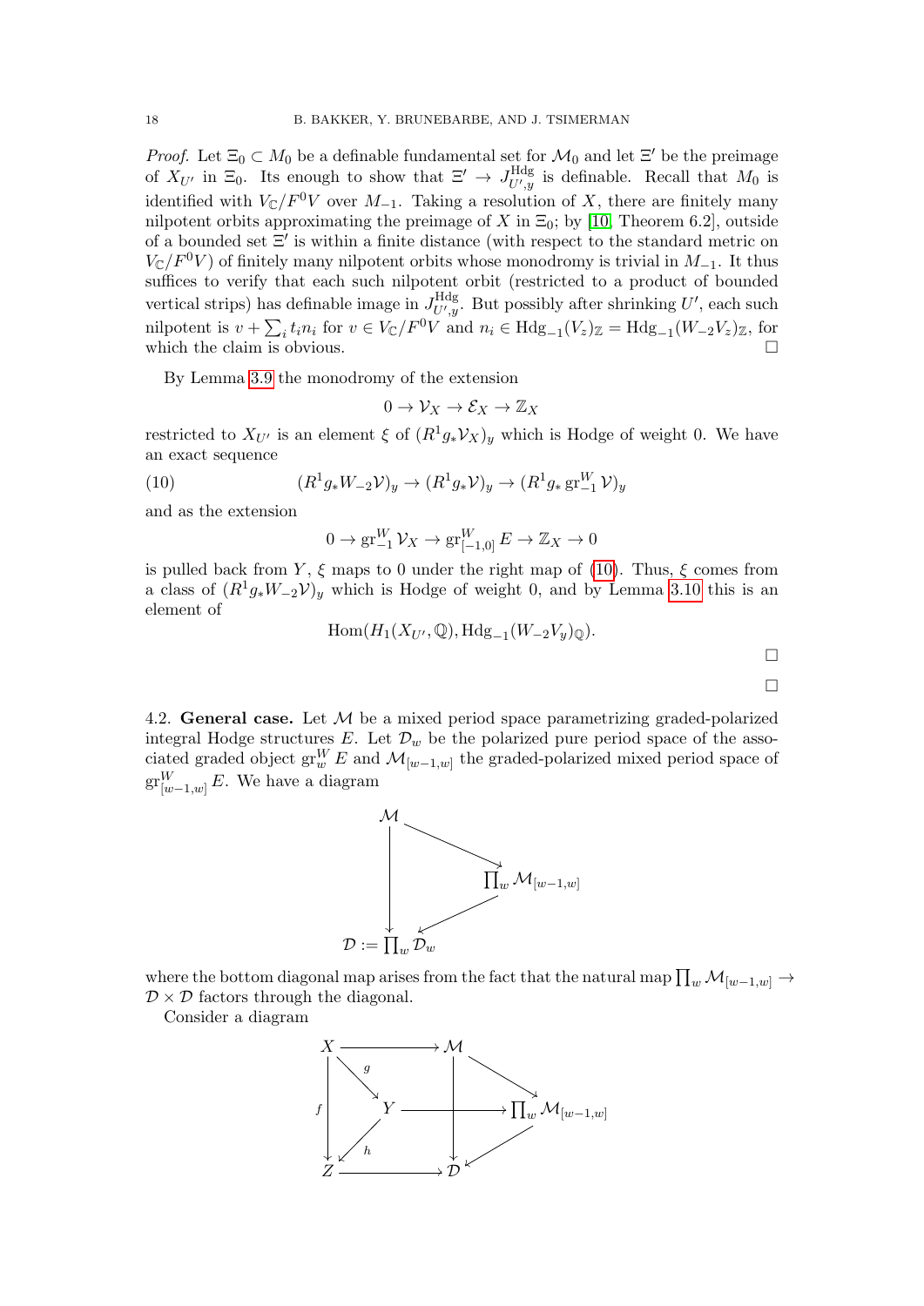*Proof.* Let $\Xi_0 \subset M_0$ be a definable fundamental set for $\mathcal{M}_0$ and let $\Xi'$ be the preimage of $X_{U'}$ in $\Xi_0$. Its enough to show that $\Xi' \to J^{\mathrm{Hdg}}_{U',y}$ is definable. Recall that $M_0$ is identified with $V_{\mathbb{C}}/F^0V$ over $M_{-1}$. Taking a resolution of $X$, there are finitely many nilpotent orbits approximating the preimage of $X$ in $\Xi_0$; by [10, Theorem 6.2], outside of a bounded set $\Xi'$ is within a finite distance (with respect to the standard metric on $V_{\mathbb{C}}/F^0V$) of finitely many nilpotent orbits whose monodromy is trivial in $M_{-1}$. It thus suffices to verify that each such nilpotent orbit (restricted to a product of bounded vertical strips) has definable image in $J^{\mathrm{Hdg}}_{U',y}$. But possibly after shrinking $U'$, each such nilpotent is $v + \sum_i t_i n_i$ for $v \in V_{\mathbb{C}}/F^0V$ and $n_i \in \mathrm{Hdg}_{-1}(V_z)_{\mathbb{Z}} = \mathrm{Hdg}_{-1}(W_{-2}V_z)_{\mathbb{Z}}$, for which the claim is obvious. $\square$

By Lemma 3.9 the monodromy of the extension

$$0 \to \mathcal{V}_X \to \mathcal{E}_X \to \mathbb{Z}_X$$

restricted to $X_{U'}$ is an element $\xi$ of $(R^1 g_* \mathcal{V}_X)_y$ which is Hodge of weight 0. We have an exact sequence

$$(R^1 g_* W_{-2}\mathcal{V})_y \to (R^1 g_* \mathcal{V})_y \to (R^1 g_* \operatorname{gr}^W_{-1} \mathcal{V})_y \tag{10}$$

and as the extension

$$0 \to \operatorname{gr}^W_{-1} \mathcal{V}_X \to \operatorname{gr}^W_{[-1,0]} E \to \mathbb{Z}_X \to 0$$

is pulled back from $Y$, $\xi$ maps to 0 under the right map of (10). Thus, $\xi$ comes from a class of $(R^1 g_* W_{-2}\mathcal{V})_y$ which is Hodge of weight 0, and by Lemma 3.10 this is an element of

$$\mathrm{Hom}(H_1(X_{U'}, \mathbb{Q}), \mathrm{Hdg}_{-1}(W_{-2}V_y)_{\mathbb{Q}}).$$

$\square$

$\square$

4.2. **General case.** Let $\mathcal{M}$ be a mixed period space parametrizing graded-polarized integral Hodge structures $E$. Let $\mathcal{D}_w$ be the polarized pure period space of the associated graded object $\operatorname{gr}^W_w E$ and $\mathcal{M}_{[w-1,w]}$ the graded-polarized mixed period space of $\operatorname{gr}^W_{[w-1,w]} E$. We have a diagram

$$\begin{array}{ccc}
\mathcal{M} & \longrightarrow & \prod_w \mathcal{M}_{[w-1,w]} \\
\downarrow & \swarrow & \\
\mathcal{D} := \prod_w \mathcal{D}_w & &
\end{array}$$

where the bottom diagonal map arises from the fact that the natural map $\prod_w \mathcal{M}_{[w-1,w]} \to \mathcal{D} \times \mathcal{D}$ factors through the diagonal.

Consider a diagram

$$\begin{array}{ccccc}
X & \longrightarrow & \mathcal{M} & & \\
 & \searrow^{g} & \downarrow & \searrow & \\
\downarrow^{f} & Y & \longrightarrow & & \prod_w \mathcal{M}_{[w-1,w]} \\
 & \swarrow_{h} & \downarrow & \swarrow & \\
Z & \longrightarrow & \mathcal{D} & &
\end{array}$$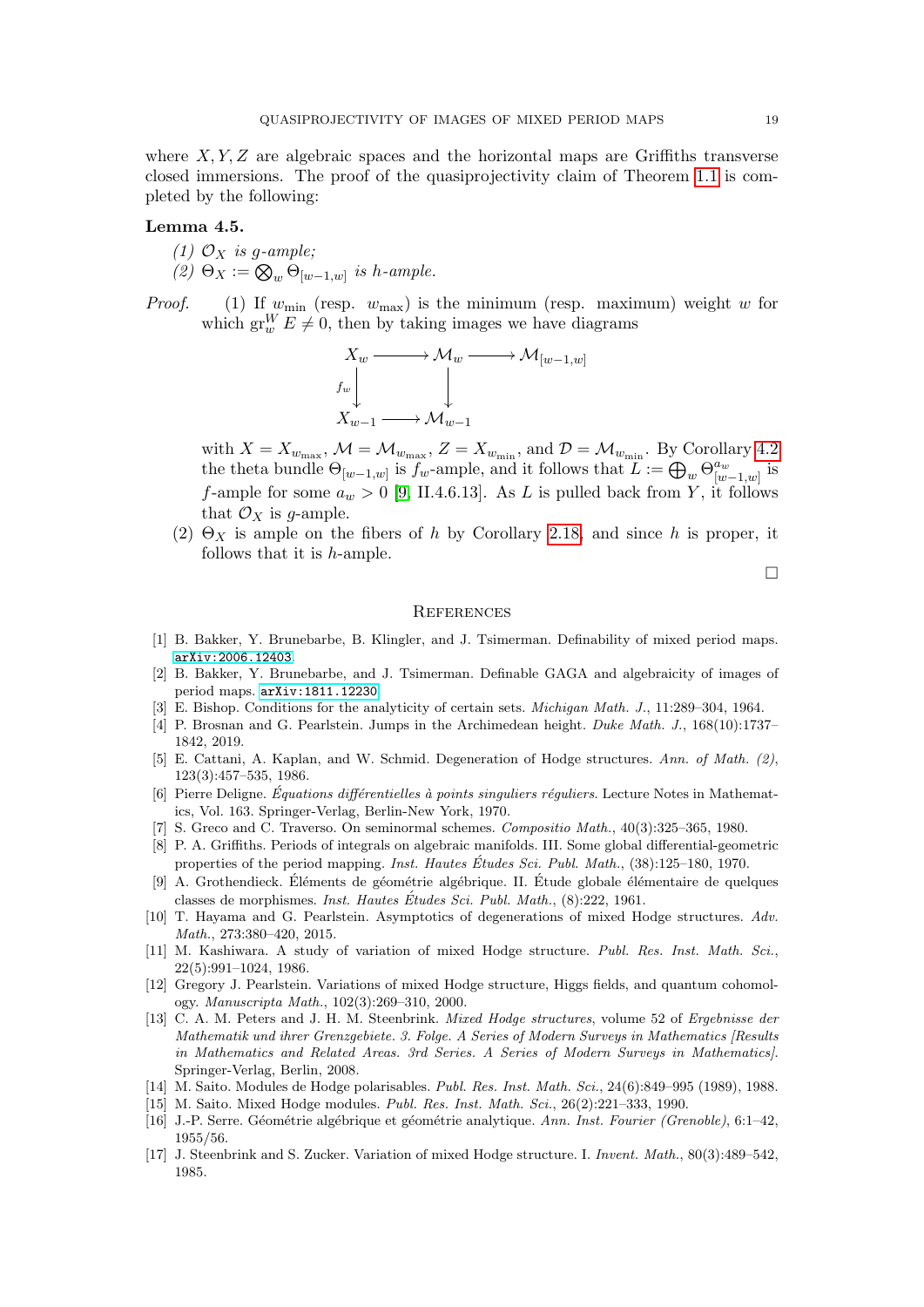where $X, Y, Z$ are algebraic spaces and the horizontal maps are Griffiths transverse closed immersions. The proof of the quasiprojectivity claim of Theorem 1.1 is completed by the following:

**Lemma 4.5.**

*(1) $\mathcal{O}_X$ is $g$-ample;*

*(2) $\Theta_X := \bigotimes_w \Theta_{[w-1,w]}$ is $h$-ample.*

*Proof.* (1) If $w_{\min}$ (resp. $w_{\max}$) is the minimum (resp. maximum) weight $w$ for which $\mathrm{gr}^W_w E \neq 0$, then by taking images we have diagrams

$$\begin{array}{ccccc} X_w & \longrightarrow & \mathcal{M}_w & \longrightarrow & \mathcal{M}_{[w-1,w]} \\ {\scriptstyle f_w}\downarrow & & \downarrow & & \\ X_{w-1} & \longrightarrow & \mathcal{M}_{w-1} & & \end{array}$$

with $X = X_{w_{\max}}$, $\mathcal{M} = \mathcal{M}_{w_{\max}}$, $Z = X_{w_{\min}}$, and $\mathcal{D} = \mathcal{M}_{w_{\min}}$. By Corollary 4.2 the theta bundle $\Theta_{[w-1,w]}$ is $f_w$-ample, and it follows that $L := \bigoplus_w \Theta^{a_w}_{[w-1,w]}$ is $f$-ample for some $a_w > 0$ [9, II.4.6.13]. As $L$ is pulled back from $Y$, it follows that $\mathcal{O}_X$ is $g$-ample.

(2) $\Theta_X$ is ample on the fibers of $h$ by Corollary 2.18, and since $h$ is proper, it follows that it is $h$-ample. □

## References

[1] B. Bakker, Y. Brunebarbe, B. Klingler, and J. Tsimerman. Definability of mixed period maps. arXiv:2006.12403.

[2] B. Bakker, Y. Brunebarbe, and J. Tsimerman. Definable GAGA and algebraicity of images of period maps. arXiv:1811.12230.

[3] E. Bishop. Conditions for the analyticity of certain sets. *Michigan Math. J.*, 11:289–304, 1964.

[4] P. Brosnan and G. Pearlstein. Jumps in the Archimedean height. *Duke Math. J.*, 168(10):1737–1842, 2019.

[5] E. Cattani, A. Kaplan, and W. Schmid. Degeneration of Hodge structures. *Ann. of Math. (2)*, 123(3):457–535, 1986.

[6] Pierre Deligne. *Équations différentielles à points singuliers réguliers*. Lecture Notes in Mathematics, Vol. 163. Springer-Verlag, Berlin-New York, 1970.

[7] S. Greco and C. Traverso. On seminormal schemes. *Compositio Math.*, 40(3):325–365, 1980.

[8] P. A. Griffiths. Periods of integrals on algebraic manifolds. III. Some global differential-geometric properties of the period mapping. *Inst. Hautes Études Sci. Publ. Math.*, (38):125–180, 1970.

[9] A. Grothendieck. Éléments de géométrie algébrique. II. Étude globale élémentaire de quelques classes de morphismes. *Inst. Hautes Études Sci. Publ. Math.*, (8):222, 1961.

[10] T. Hayama and G. Pearlstein. Asymptotics of degenerations of mixed Hodge structures. *Adv. Math.*, 273:380–420, 2015.

[11] M. Kashiwara. A study of variation of mixed Hodge structure. *Publ. Res. Inst. Math. Sci.*, 22(5):991–1024, 1986.

[12] Gregory J. Pearlstein. Variations of mixed Hodge structure, Higgs fields, and quantum cohomology. *Manuscripta Math.*, 102(3):269–310, 2000.

[13] C. A. M. Peters and J. H. M. Steenbrink. *Mixed Hodge structures*, volume 52 of *Ergebnisse der Mathematik und ihrer Grenzgebiete. 3. Folge. A Series of Modern Surveys in Mathematics [Results in Mathematics and Related Areas. 3rd Series. A Series of Modern Surveys in Mathematics]*. Springer-Verlag, Berlin, 2008.

[14] M. Saito. Modules de Hodge polarisables. *Publ. Res. Inst. Math. Sci.*, 24(6):849–995 (1989), 1988.

[15] M. Saito. Mixed Hodge modules. *Publ. Res. Inst. Math. Sci.*, 26(2):221–333, 1990.

[16] J.-P. Serre. Géométrie algébrique et géométrie analytique. *Ann. Inst. Fourier (Grenoble)*, 6:1–42, 1955/56.

[17] J. Steenbrink and S. Zucker. Variation of mixed Hodge structure. I. *Invent. Math.*, 80(3):489–542, 1985.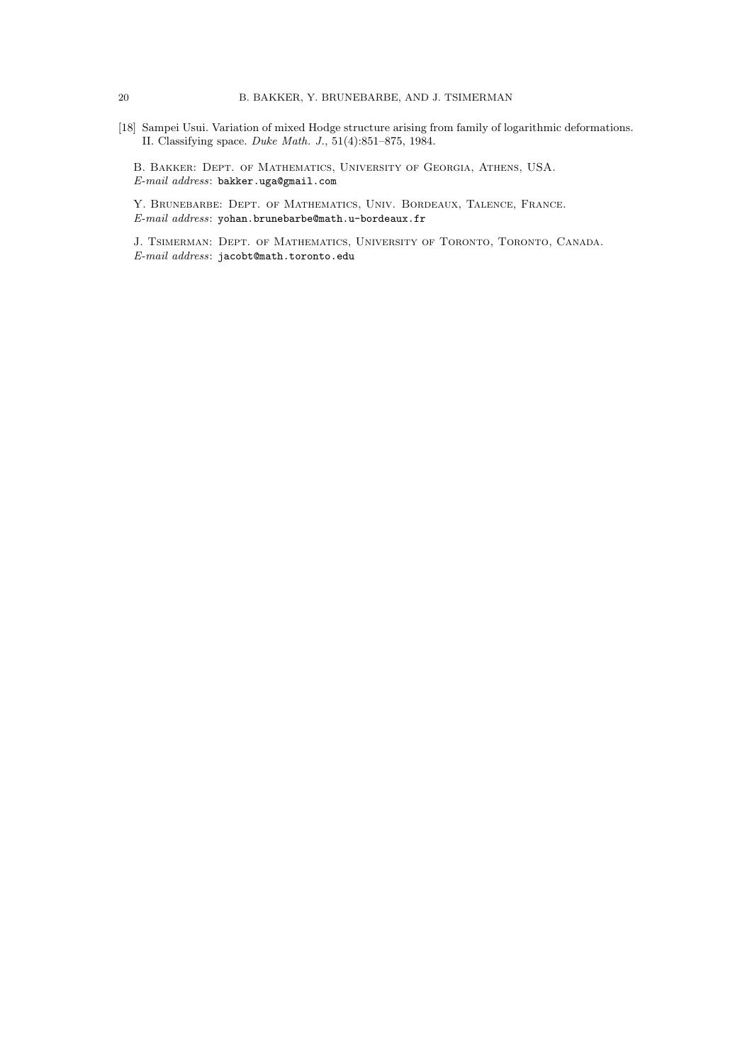[18] Sampei Usui. Variation of mixed Hodge structure arising from family of logarithmic deformations. II. Classifying space. *Duke Math. J.*, 51(4):851–875, 1984.

B. Bakker: Dept. of Mathematics, University of Georgia, Athens, USA.
*E-mail address*: `bakker.uga@gmail.com`

Y. Brunebarbe: Dept. of Mathematics, Univ. Bordeaux, Talence, France.
*E-mail address*: `yohan.brunebarbe@math.u-bordeaux.fr`

J. Tsimerman: Dept. of Mathematics, University of Toronto, Toronto, Canada.
*E-mail address*: `jacobt@math.toronto.edu`